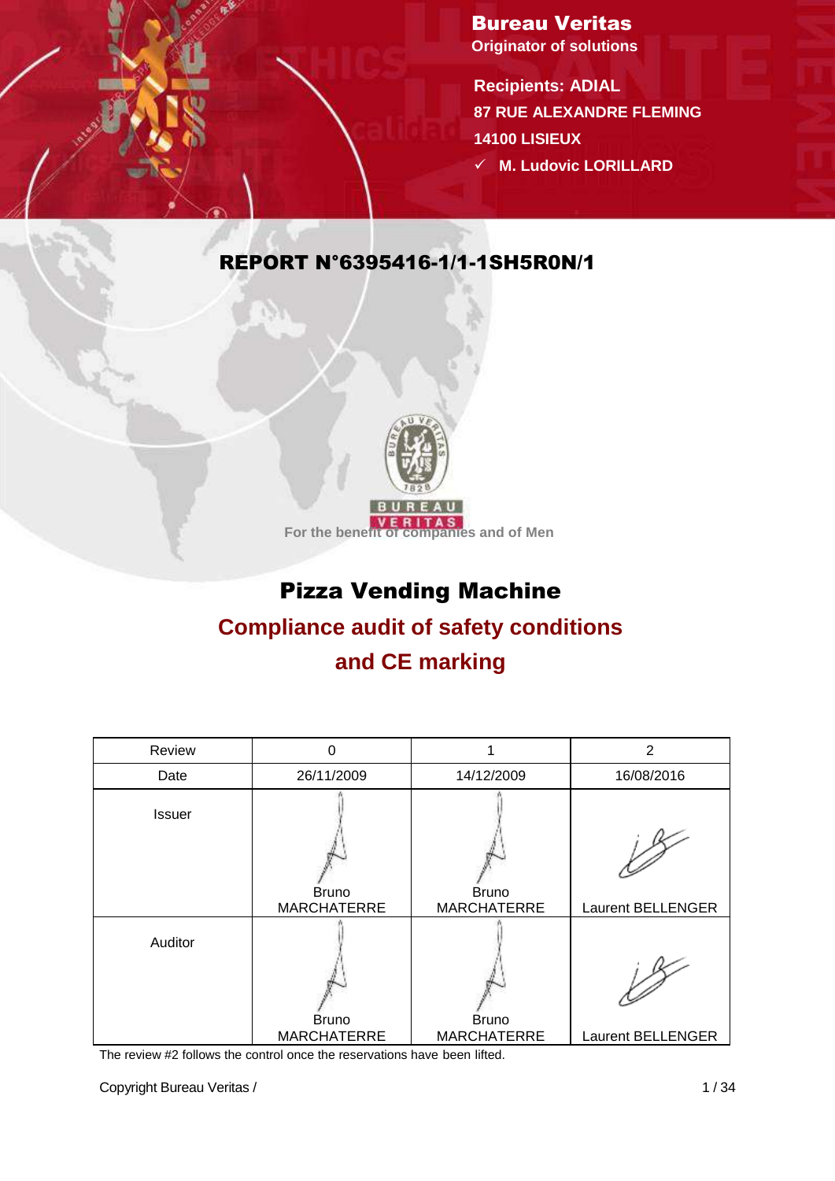**Bureau Veritas**
Originator of solutions

**Recipients: ADIAL**
**87 RUE ALEXANDRE FLEMING**
**14100 LISIEUX**
✓ **M. Ludovic LORILLARD**

# REPORT N°6395416-1/1-1SH5R0N/1

For the benefit of companies and of Men

# Pizza Vending Machine

## Compliance audit of safety conditions and CE marking

| Review | 0 | 1 | 2 |
|---|---|---|---|
| Date | 26/11/2009 | 14/12/2009 | 16/08/2016 |
| Issuer | Bruno MARCHATERRE | Bruno MARCHATERRE | Laurent BELLENGER |
| Auditor | Bruno MARCHATERRE | Bruno MARCHATERRE | Laurent BELLENGER |

The review #2 follows the control once the reservations have been lifted.

Copyright Bureau Veritas /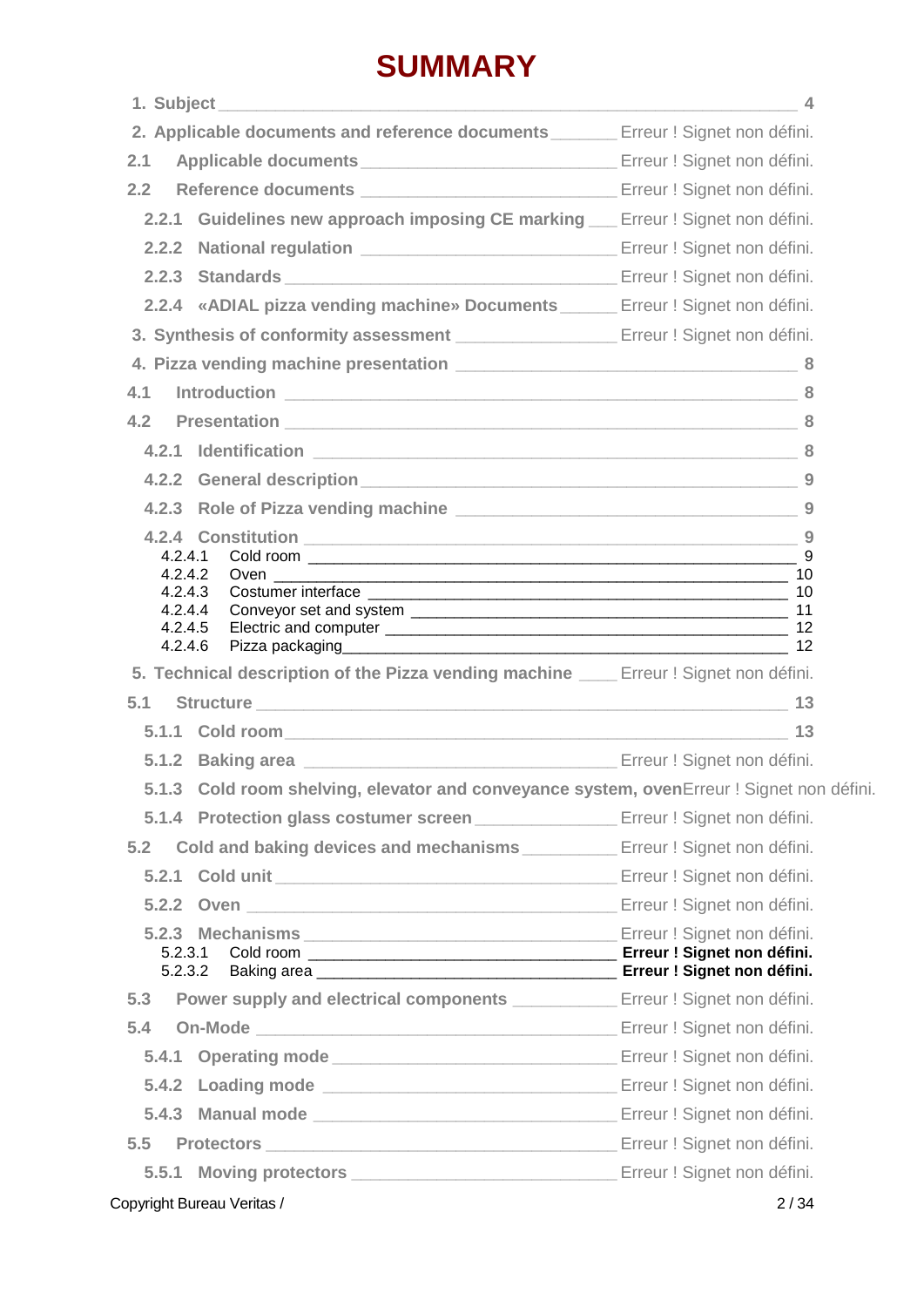# SUMMARY

1. Subject ____ 4

2. Applicable documents and reference documents ____ Erreur ! Signet non défini.

2.1 Applicable documents ____ Erreur ! Signet non défini.

2.2 Reference documents ____ Erreur ! Signet non défini.

2.2.1 Guidelines new approach imposing CE marking ____ Erreur ! Signet non défini.

2.2.2 National regulation ____ Erreur ! Signet non défini.

2.2.3 Standards ____ Erreur ! Signet non défini.

2.2.4 «ADIAL pizza vending machine» Documents ____ Erreur ! Signet non défini.

3. Synthesis of conformity assessment ____ Erreur ! Signet non défini.

4. Pizza vending machine presentation ____ 8

4.1 Introduction ____ 8

4.2 Presentation ____ 8

4.2.1 Identification ____ 8

4.2.2 General description ____ 9

4.2.3 Role of Pizza vending machine ____ 9

4.2.4 Constitution ____ 9

4.2.4.1 Cold room ____ 9

4.2.4.2 Oven ____ 10

4.2.4.3 Costumer interface ____ 10

4.2.4.4 Conveyor set and system ____ 11

4.2.4.5 Electric and computer ____ 12

4.2.4.6 Pizza packaging ____ 12

5. Technical description of the Pizza vending machine ____ Erreur ! Signet non défini.

5.1 Structure ____ 13

5.1.1 Cold room ____ 13

5.1.2 Baking area ____ Erreur ! Signet non défini.

5.1.3 Cold room shelving, elevator and conveyance system, ovenErreur ! Signet non défini.

5.1.4 Protection glass costumer screen ____ Erreur ! Signet non défini.

5.2 Cold and baking devices and mechanisms ____ Erreur ! Signet non défini.

5.2.1 Cold unit ____ Erreur ! Signet non défini.

5.2.2 Oven ____ Erreur ! Signet non défini.

5.2.3 Mechanisms ____ Erreur ! Signet non défini.

5.2.3.1 Cold room ____ **Erreur ! Signet non défini.**

5.2.3.2 Baking area ____ **Erreur ! Signet non défini.**

5.3 Power supply and electrical components ____ Erreur ! Signet non défini.

5.4 On-Mode ____ Erreur ! Signet non défini.

5.4.1 Operating mode ____ Erreur ! Signet non défini.

5.4.2 Loading mode ____ Erreur ! Signet non défini.

5.4.3 Manual mode ____ Erreur ! Signet non défini.

5.5 Protectors ____ Erreur ! Signet non défini.

5.5.1 Moving protectors ____ Erreur ! Signet non défini.

Copyright Bureau Veritas /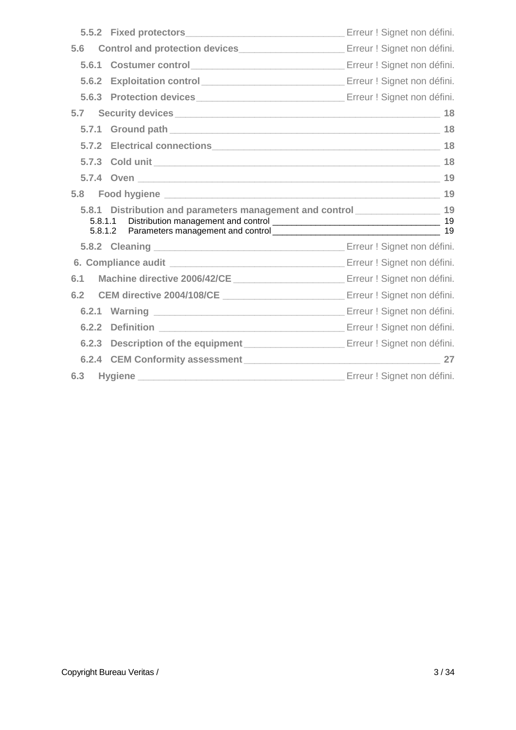5.5.2 Fixed protectors _______________ Erreur ! Signet non défini.

5.6 Control and protection devices _______________ Erreur ! Signet non défini.

5.6.1 Costumer control _______________ Erreur ! Signet non défini.

5.6.2 Exploitation control _______________ Erreur ! Signet non défini.

5.6.3 Protection devices _______________ Erreur ! Signet non défini.

5.7 Security devices _______________ 18

5.7.1 Ground path _______________ 18

5.7.2 Electrical connections _______________ 18

5.7.3 Cold unit _______________ 18

5.7.4 Oven _______________ 19

5.8 Food hygiene _______________ 19

5.8.1 Distribution and parameters management and control _______________ 19

5.8.1.1 Distribution management and control _______________ 19

5.8.1.2 Parameters management and control _______________ 19

5.8.2 Cleaning _______________ Erreur ! Signet non défini.

6. Compliance audit _______________ Erreur ! Signet non défini.

6.1 Machine directive 2006/42/CE _______________ Erreur ! Signet non défini.

6.2 CEM directive 2004/108/CE _______________ Erreur ! Signet non défini.

6.2.1 Warning _______________ Erreur ! Signet non défini.

6.2.2 Definition _______________ Erreur ! Signet non défini.

6.2.3 Description of the equipment _______________ Erreur ! Signet non défini.

6.2.4 CEM Conformity assessment _______________ 27

6.3 Hygiene _______________ Erreur ! Signet non défini.

Copyright Bureau Veritas /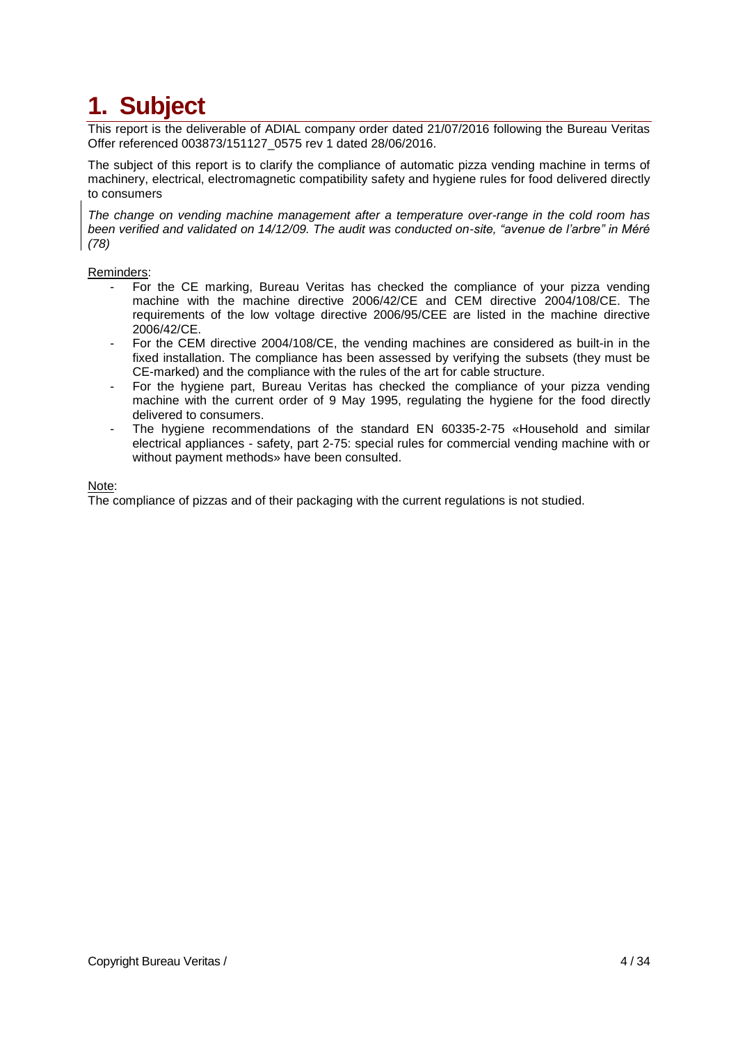# 1. Subject

This report is the deliverable of ADIAL company order dated 21/07/2016 following the Bureau Veritas Offer referenced 003873/151127_0575 rev 1 dated 28/06/2016.

The subject of this report is to clarify the compliance of automatic pizza vending machine in terms of machinery, electrical, electromagnetic compatibility safety and hygiene rules for food delivered directly to consumers

*The change on vending machine management after a temperature over-range in the cold room has been verified and validated on 14/12/09. The audit was conducted on-site, "avenue de l'arbre" in Méré (78)*

Reminders:

- For the CE marking, Bureau Veritas has checked the compliance of your pizza vending machine with the machine directive 2006/42/CE and CEM directive 2004/108/CE. The requirements of the low voltage directive 2006/95/CEE are listed in the machine directive 2006/42/CE.
- For the CEM directive 2004/108/CE, the vending machines are considered as built-in in the fixed installation. The compliance has been assessed by verifying the subsets (they must be CE-marked) and the compliance with the rules of the art for cable structure.
- For the hygiene part, Bureau Veritas has checked the compliance of your pizza vending machine with the current order of 9 May 1995, regulating the hygiene for the food directly delivered to consumers.
- The hygiene recommendations of the standard EN 60335-2-75 «Household and similar electrical appliances - safety, part 2-75: special rules for commercial vending machine with or without payment methods» have been consulted.

Note:

The compliance of pizzas and of their packaging with the current regulations is not studied.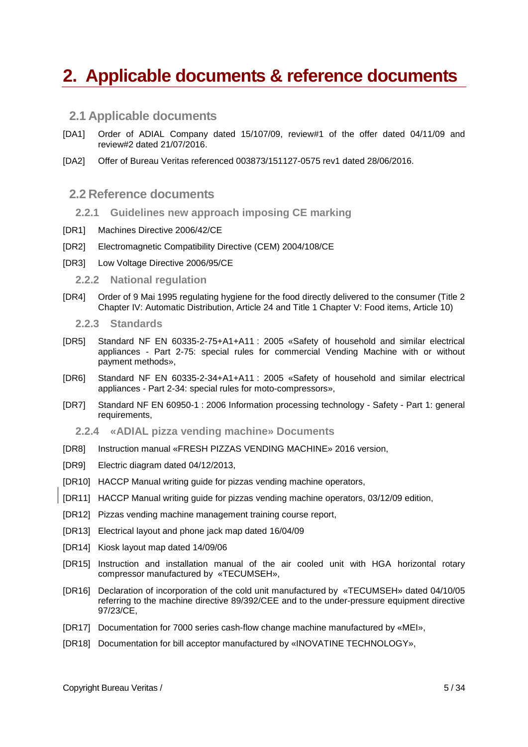# 2. Applicable documents & reference documents

## 2.1 Applicable documents

[DA1] Order of ADIAL Company dated 15/107/09, review#1 of the offer dated 04/11/09 and review#2 dated 21/07/2016.

[DA2] Offer of Bureau Veritas referenced 003873/151127-0575 rev1 dated 28/06/2016.

## 2.2 Reference documents

### 2.2.1 Guidelines new approach imposing CE marking

[DR1] Machines Directive 2006/42/CE

[DR2] Electromagnetic Compatibility Directive (CEM) 2004/108/CE

[DR3] Low Voltage Directive 2006/95/CE

### 2.2.2 National regulation

[DR4] Order of 9 Mai 1995 regulating hygiene for the food directly delivered to the consumer (Title 2 Chapter IV: Automatic Distribution, Article 24 and Title 1 Chapter V: Food items, Article 10)

### 2.2.3 Standards

[DR5] Standard NF EN 60335-2-75+A1+A11 : 2005 «Safety of household and similar electrical appliances - Part 2-75: special rules for commercial Vending Machine with or without payment methods»,

[DR6] Standard NF EN 60335-2-34+A1+A11 : 2005 «Safety of household and similar electrical appliances - Part 2-34: special rules for moto-compressors»,

[DR7] Standard NF EN 60950-1 : 2006 Information processing technology - Safety - Part 1: general requirements,

### 2.2.4 «ADIAL pizza vending machine» Documents

[DR8] Instruction manual «FRESH PIZZAS VENDING MACHINE» 2016 version,

[DR9] Electric diagram dated 04/12/2013,

[DR10] HACCP Manual writing guide for pizzas vending machine operators,

[DR11] HACCP Manual writing guide for pizzas vending machine operators, 03/12/09 edition,

[DR12] Pizzas vending machine management training course report,

[DR13] Electrical layout and phone jack map dated 16/04/09

[DR14] Kiosk layout map dated 14/09/06

[DR15] Instruction and installation manual of the air cooled unit with HGA horizontal rotary compressor manufactured by «TECUMSEH»,

[DR16] Declaration of incorporation of the cold unit manufactured by «TECUMSEH» dated 04/10/05 referring to the machine directive 89/392/CEE and to the under-pressure equipment directive 97/23/CE,

[DR17] Documentation for 7000 series cash-flow change machine manufactured by «MEI»,

[DR18] Documentation for bill acceptor manufactured by «INOVATINE TECHNOLOGY»,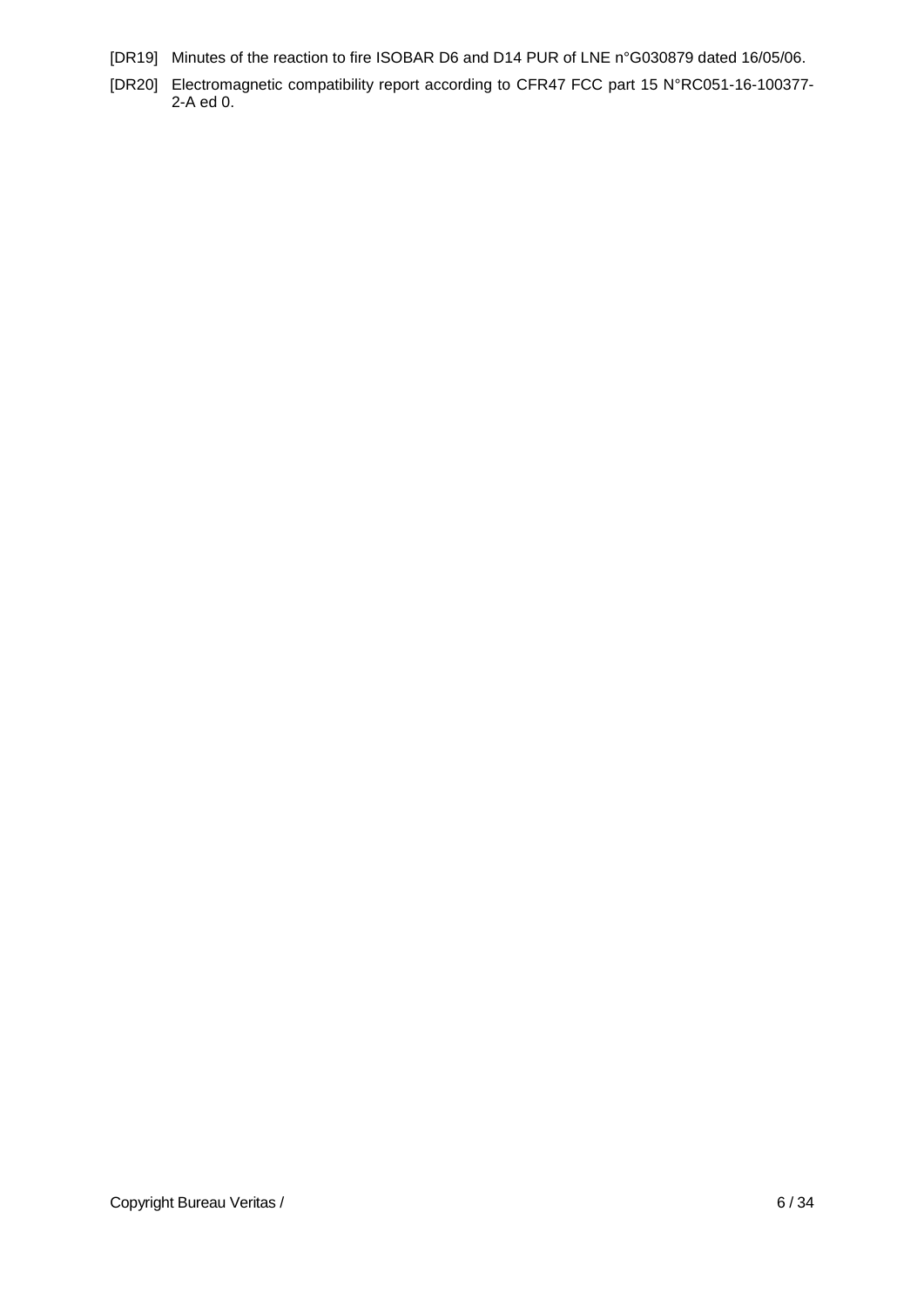[DR19] Minutes of the reaction to fire ISOBAR D6 and D14 PUR of LNE n°G030879 dated 16/05/06.

[DR20] Electromagnetic compatibility report according to CFR47 FCC part 15 N°RC051-16-100377-2-A ed 0.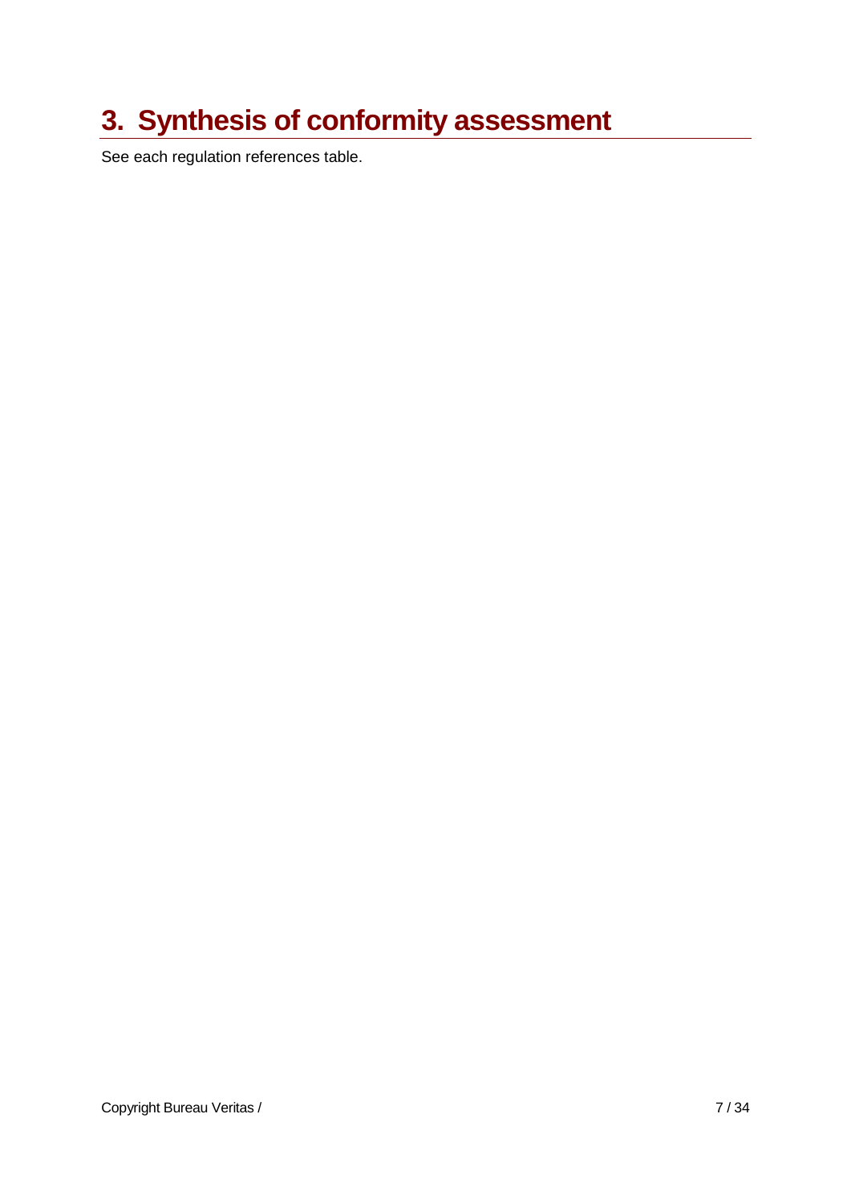# 3. Synthesis of conformity assessment

See each regulation references table.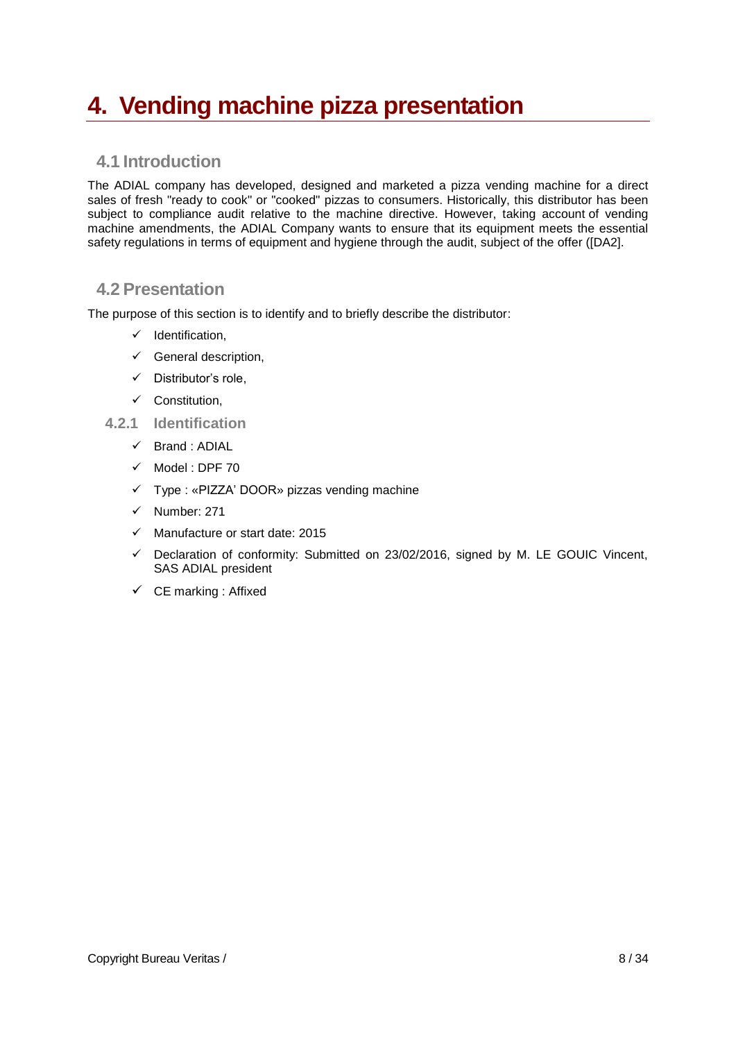# 4. Vending machine pizza presentation

## 4.1 Introduction

The ADIAL company has developed, designed and marketed a pizza vending machine for a direct sales of fresh "ready to cook" or "cooked" pizzas to consumers. Historically, this distributor has been subject to compliance audit relative to the machine directive. However, taking account of vending machine amendments, the ADIAL Company wants to ensure that its equipment meets the essential safety regulations in terms of equipment and hygiene through the audit, subject of the offer ([DA2].

## 4.2 Presentation

The purpose of this section is to identify and to briefly describe the distributor:

- ✓ Identification,
- ✓ General description,
- ✓ Distributor's role,
- ✓ Constitution,

### 4.2.1 Identification

- ✓ Brand : ADIAL
- ✓ Model : DPF 70
- ✓ Type : «PIZZA' DOOR» pizzas vending machine
- ✓ Number: 271
- ✓ Manufacture or start date: 2015
- ✓ Declaration of conformity: Submitted on 23/02/2016, signed by M. LE GOUIC Vincent, SAS ADIAL president
- ✓ CE marking : Affixed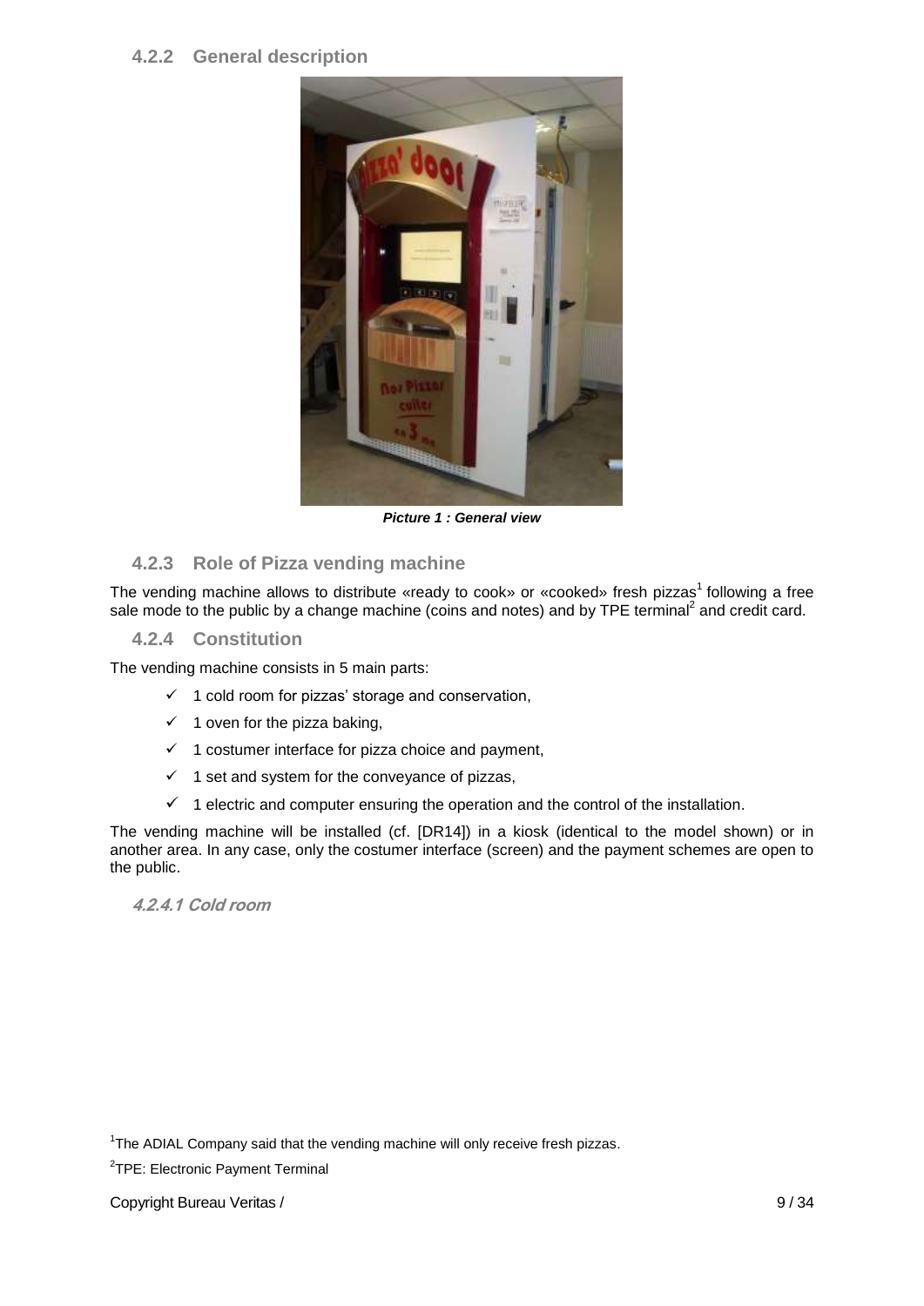### 4.2.2 General description

*Picture 1 : General view*

### 4.2.3 Role of Pizza vending machine

The vending machine allows to distribute «ready to cook» or «cooked» fresh pizzas[1] following a free sale mode to the public by a change machine (coins and notes) and by TPE terminal[2] and credit card.

### 4.2.4 Constitution

The vending machine consists in 5 main parts:

- ✓ 1 cold room for pizzas' storage and conservation,
- ✓ 1 oven for the pizza baking,
- ✓ 1 costumer interface for pizza choice and payment,
- ✓ 1 set and system for the conveyance of pizzas,
- ✓ 1 electric and computer ensuring the operation and the control of the installation.

The vending machine will be installed (cf. [DR14]) in a kiosk (identical to the model shown) or in another area. In any case, only the costumer interface (screen) and the payment schemes are open to the public.

#### 4.2.4.1 Cold room

[1]The ADIAL Company said that the vending machine will only receive fresh pizzas.

[2]TPE: Electronic Payment Terminal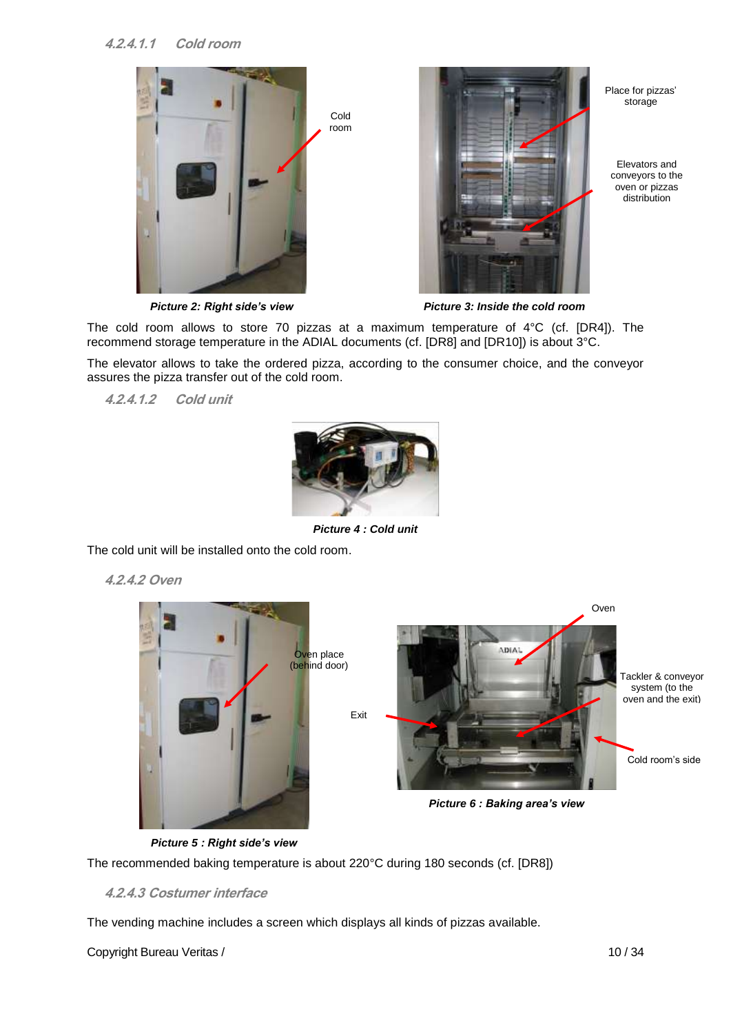#### 4.2.4.1.1 Cold room

Cold room

Place for pizzas' storage

Elevators and conveyors to the oven or pizzas distribution

***Picture 2: Right side's view***

***Picture 3: Inside the cold room***

The cold room allows to store 70 pizzas at a maximum temperature of 4°C (cf. [DR4]). The recommend storage temperature in the ADIAL documents (cf. [DR8] and [DR10]) is about 3°C.

The elevator allows to take the ordered pizza, according to the consumer choice, and the conveyor assures the pizza transfer out of the cold room.

#### 4.2.4.1.2 Cold unit

***Picture 4 : Cold unit***

The cold unit will be installed onto the cold room.

### 4.2.4.2 Oven

Oven place (behind door)

Oven

Exit

Tackler & conveyor system (to the oven and the exit)

Cold room's side

***Picture 6 : Baking area's view***

***Picture 5 : Right side's view***

The recommended baking temperature is about 220°C during 180 seconds (cf. [DR8])

### 4.2.4.3 Costumer interface

The vending machine includes a screen which displays all kinds of pizzas available.

Copyright Bureau Veritas /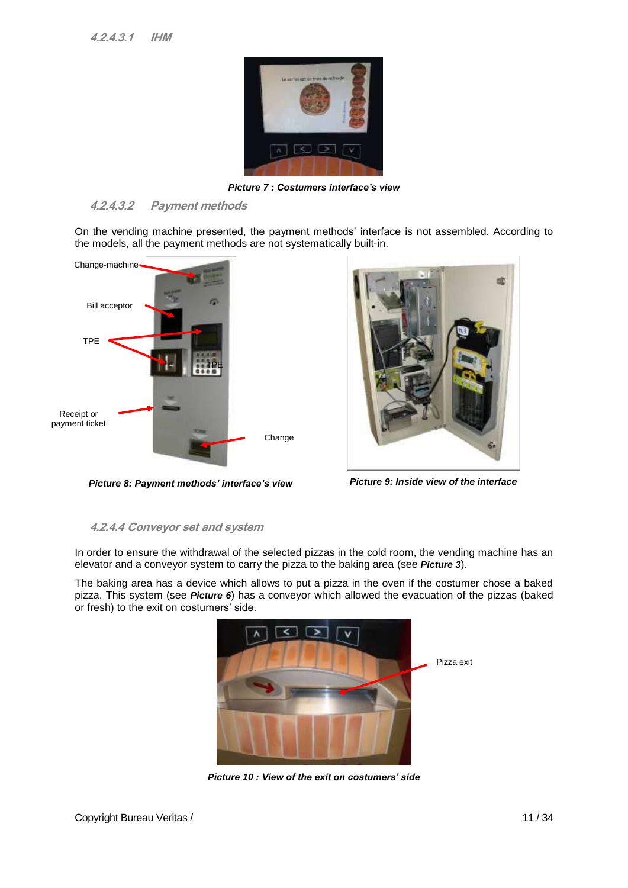#### 4.2.4.3.1 IHM

Picture 7 : Costumers interface's view

#### 4.2.4.3.2 Payment methods

On the vending machine presented, the payment methods' interface is not assembled. According to the models, all the payment methods are not systematically built-in.

Change-machine

Bill acceptor

TPE

Receipt or payment ticket

Change

Picture 8: Payment methods' interface's view

Picture 9: Inside view of the interface

### 4.2.4.4 Conveyor set and system

In order to ensure the withdrawal of the selected pizzas in the cold room, the vending machine has an elevator and a conveyor system to carry the pizza to the baking area (see ***Picture 3***).

The baking area has a device which allows to put a pizza in the oven if the costumer chose a baked pizza. This system (see ***Picture 6***) has a conveyor which allowed the evacuation of the pizzas (baked or fresh) to the exit on costumers' side.

Pizza exit

Picture 10 : View of the exit on costumers' side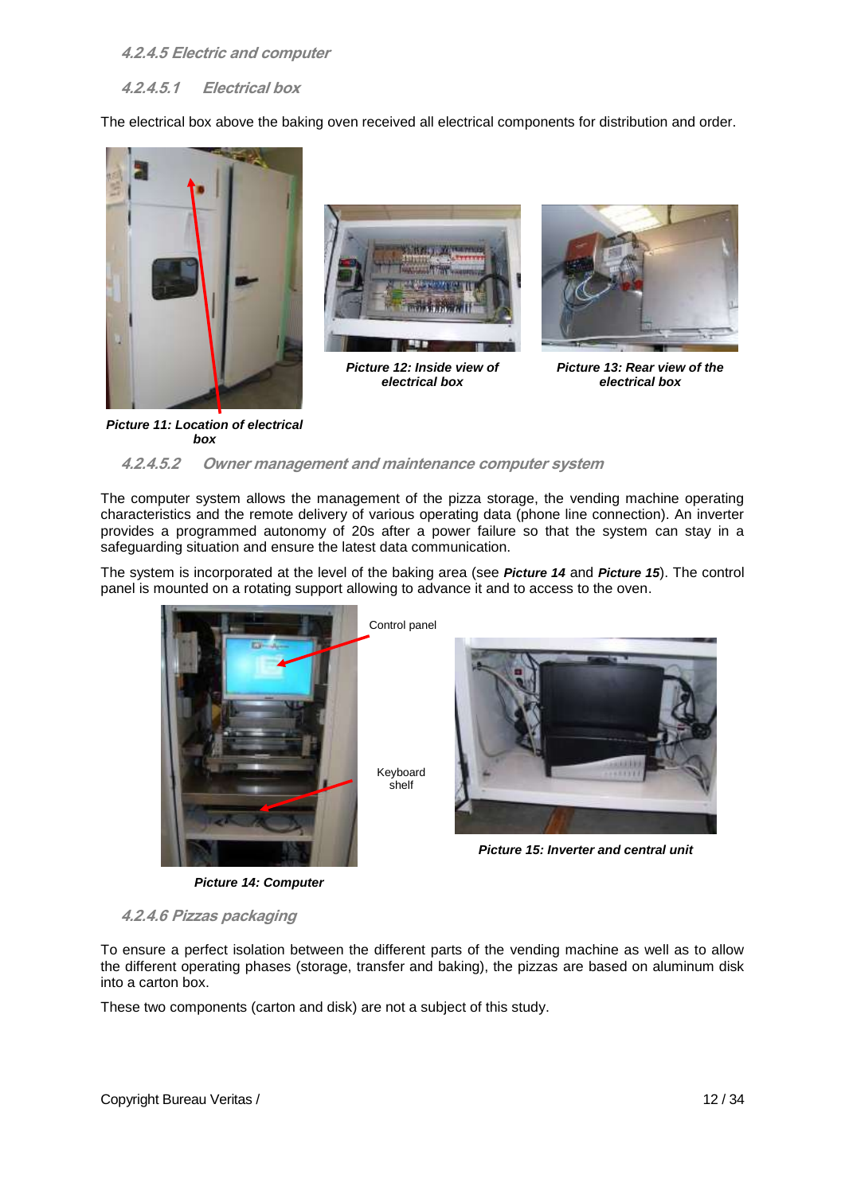#### 4.2.4.5 Electric and computer

##### 4.2.4.5.1 Electrical box

The electrical box above the baking oven received all electrical components for distribution and order.

**Picture 11: Location of electrical box**

**Picture 12: Inside view of electrical box**

**Picture 13: Rear view of the electrical box**

##### 4.2.4.5.2 Owner management and maintenance computer system

The computer system allows the management of the pizza storage, the vending machine operating characteristics and the remote delivery of various operating data (phone line connection). An inverter provides a programmed autonomy of 20s after a power failure so that the system can stay in a safeguarding situation and ensure the latest data communication.

The system is incorporated at the level of the baking area (see ***Picture 14*** and ***Picture 15***). The control panel is mounted on a rotating support allowing to advance it and to access to the oven.

Control panel

Keyboard shelf

**Picture 14: Computer**

**Picture 15: Inverter and central unit**

#### 4.2.4.6 Pizzas packaging

To ensure a perfect isolation between the different parts of the vending machine as well as to allow the different operating phases (storage, transfer and baking), the pizzas are based on aluminum disk into a carton box.

These two components (carton and disk) are not a subject of this study.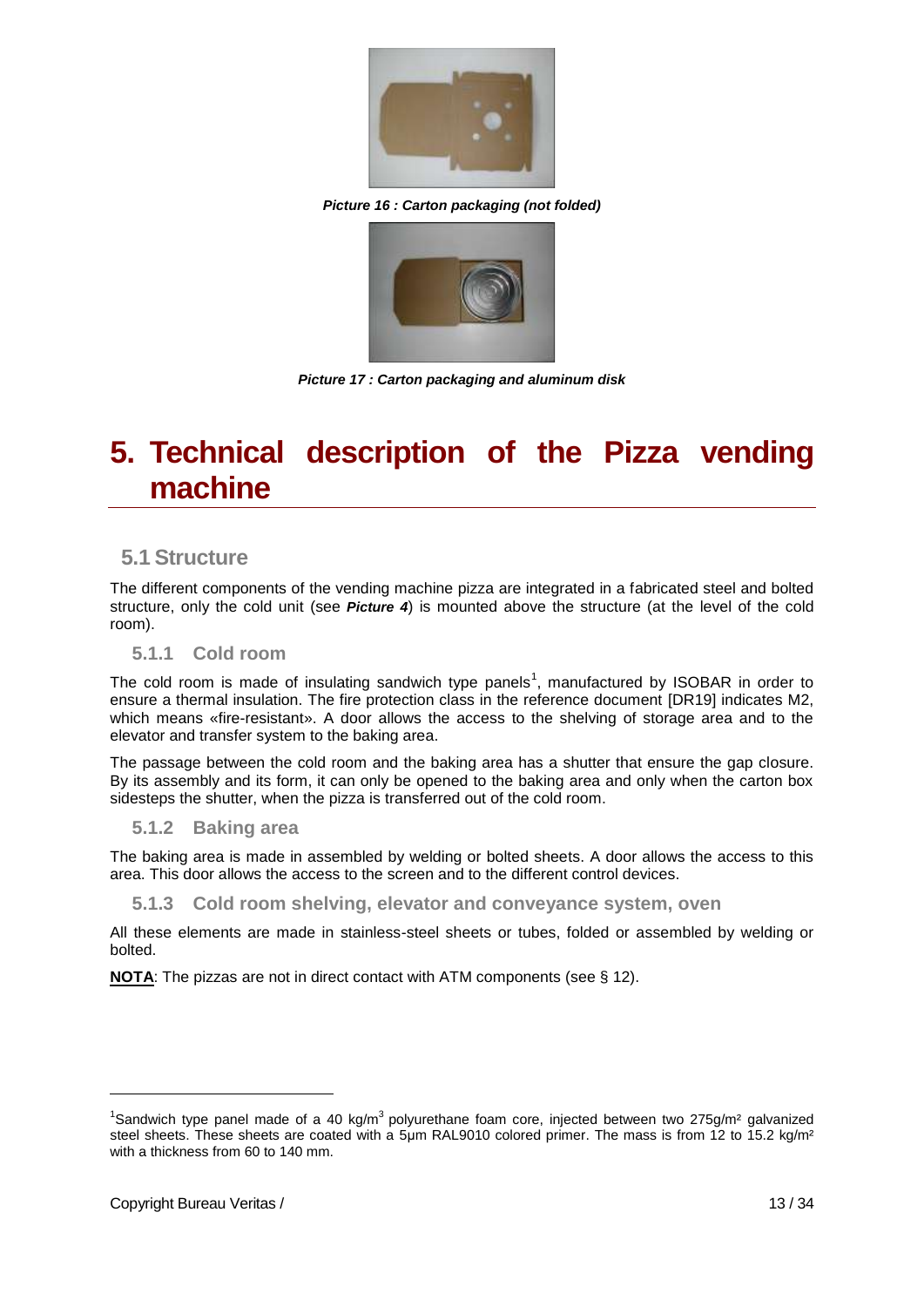*Picture 16 : Carton packaging (not folded)*

*Picture 17 : Carton packaging and aluminum disk*

# 5. Technical description of the Pizza vending machine

## 5.1 Structure

The different components of the vending machine pizza are integrated in a fabricated steel and bolted structure, only the cold unit (see ***Picture 4***) is mounted above the structure (at the level of the cold room).

### 5.1.1 Cold room

The cold room is made of insulating sandwich type panels[1], manufactured by ISOBAR in order to ensure a thermal insulation. The fire protection class in the reference document [DR19] indicates M2, which means «fire-resistant». A door allows the access to the shelving of storage area and to the elevator and transfer system to the baking area.

The passage between the cold room and the baking area has a shutter that ensure the gap closure. By its assembly and its form, it can only be opened to the baking area and only when the carton box sidesteps the shutter, when the pizza is transferred out of the cold room.

### 5.1.2 Baking area

The baking area is made in assembled by welding or bolted sheets. A door allows the access to this area. This door allows the access to the screen and to the different control devices.

### 5.1.3 Cold room shelving, elevator and conveyance system, oven

All these elements are made in stainless-steel sheets or tubes, folded or assembled by welding or bolted.

**NOTA**: The pizzas are not in direct contact with ATM components (see § 12).

---

[1] Sandwich type panel made of a 40 kg/m$^3$ polyurethane foam core, injected between two 275g/m² galvanized steel sheets. These sheets are coated with a 5µm RAL9010 colored primer. The mass is from 12 to 15.2 kg/m² with a thickness from 60 to 140 mm.

Copyright Bureau Veritas /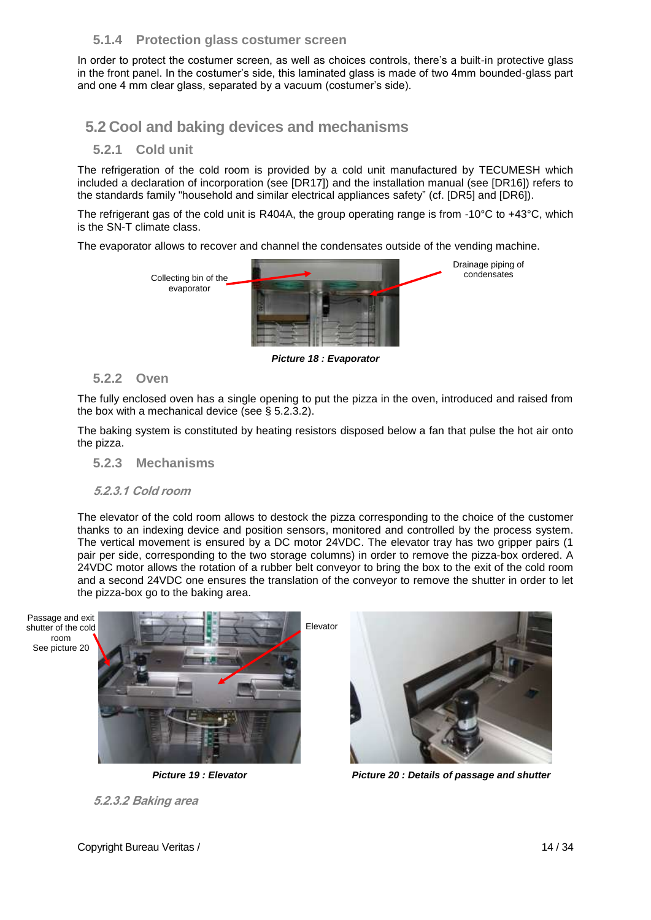### 5.1.4 Protection glass costumer screen

In order to protect the costumer screen, as well as choices controls, there's a built-in protective glass in the front panel. In the costumer's side, this laminated glass is made of two 4mm bounded-glass part and one 4 mm clear glass, separated by a vacuum (costumer's side).

## 5.2 Cool and baking devices and mechanisms

### 5.2.1 Cold unit

The refrigeration of the cold room is provided by a cold unit manufactured by TECUMESH which included a declaration of incorporation (see [DR17]) and the installation manual (see [DR16]) refers to the standards family "household and similar electrical appliances safety" (cf. [DR5] and [DR6]).

The refrigerant gas of the cold unit is R404A, the group operating range is from -10°C to +43°C, which is the SN-T climate class.

The evaporator allows to recover and channel the condensates outside of the vending machine.

Collecting bin of the evaporator

Drainage piping of condensates

***Picture 18 : Evaporator***

### 5.2.2 Oven

The fully enclosed oven has a single opening to put the pizza in the oven, introduced and raised from the box with a mechanical device (see § 5.2.3.2).

The baking system is constituted by heating resistors disposed below a fan that pulse the hot air onto the pizza.

### 5.2.3 Mechanisms

#### *5.2.3.1 Cold room*

The elevator of the cold room allows to destock the pizza corresponding to the choice of the customer thanks to an indexing device and position sensors, monitored and controlled by the process system. The vertical movement is ensured by a DC motor 24VDC. The elevator tray has two gripper pairs (1 pair per side, corresponding to the two storage columns) in order to remove the pizza-box ordered. A 24VDC motor allows the rotation of a rubber belt conveyor to bring the box to the exit of the cold room and a second 24VDC one ensures the translation of the conveyor to remove the shutter in order to let the pizza-box go to the baking area.

Passage and exit shutter of the cold room See picture 20

Elevator

***Picture 19 : Elevator***

***Picture 20 : Details of passage and shutter***

#### *5.2.3.2 Baking area*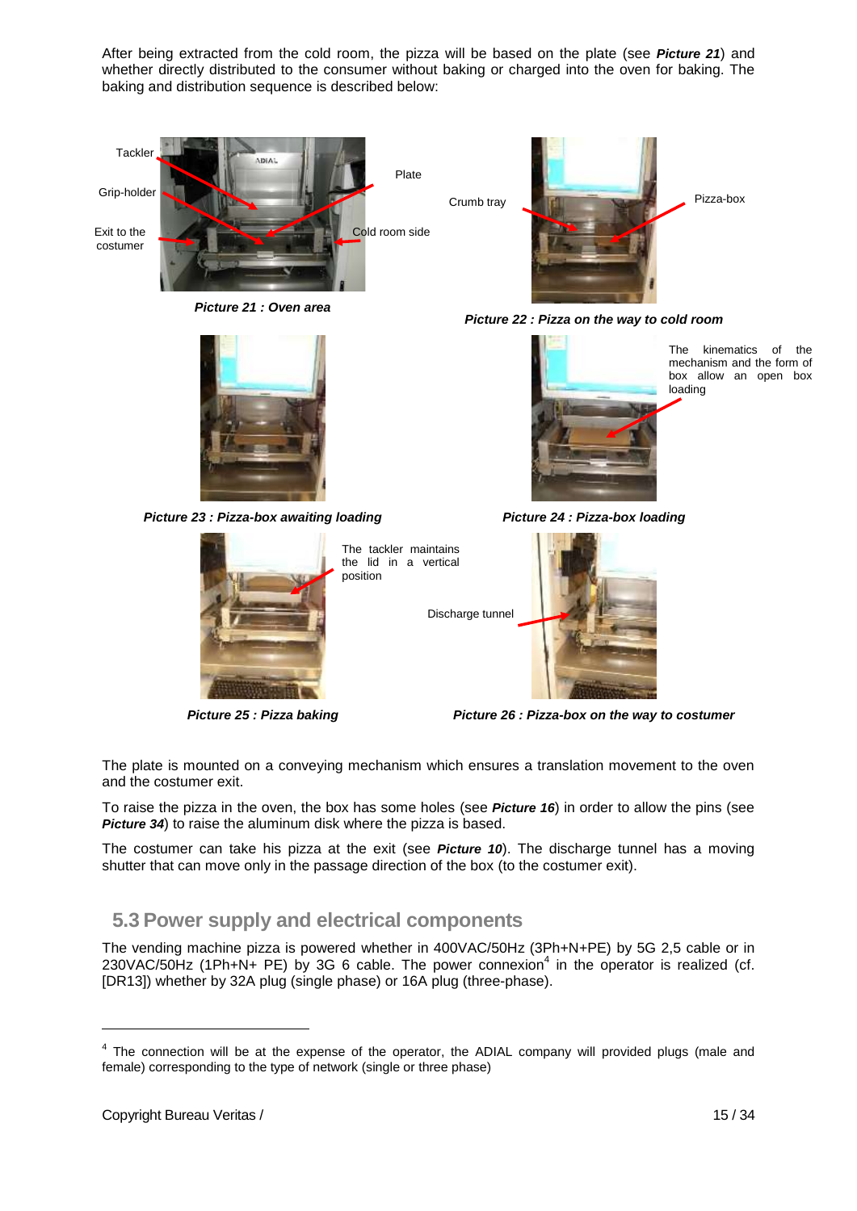After being extracted from the cold room, the pizza will be based on the plate (see ***Picture 21***) and whether directly distributed to the consumer without baking or charged into the oven for baking. The baking and distribution sequence is described below:

Tackler

Grip-holder

Exit to the costumer

Plate

Cold room side

***Picture 21 : Oven area***

Crumb tray

Pizza-box

***Picture 22 : Pizza on the way to cold room***

***Picture 23 : Pizza-box awaiting loading***

The kinematics of the mechanism and the form of box allow an open box loading

***Picture 24 : Pizza-box loading***

The tackler maintains the lid in a vertical position

***Picture 25 : Pizza baking***

Discharge tunnel

***Picture 26 : Pizza-box on the way to costumer***

The plate is mounted on a conveying mechanism which ensures a translation movement to the oven and the costumer exit.

To raise the pizza in the oven, the box has some holes (see ***Picture 16***) in order to allow the pins (see ***Picture 34***) to raise the aluminum disk where the pizza is based.

The costumer can take his pizza at the exit (see ***Picture 10***). The discharge tunnel has a moving shutter that can move only in the passage direction of the box (to the costumer exit).

## 5.3 Power supply and electrical components

The vending machine pizza is powered whether in 400VAC/50Hz (3Ph+N+PE) by 5G 2,5 cable or in 230VAC/50Hz (1Ph+N+ PE) by 3G 6 cable. The power connexion[4] in the operator is realized (cf. [DR13]) whether by 32A plug (single phase) or 16A plug (three-phase).

---

[4] The connection will be at the expense of the operator, the ADIAL company will provided plugs (male and female) corresponding to the type of network (single or three phase)

Copyright Bureau Veritas /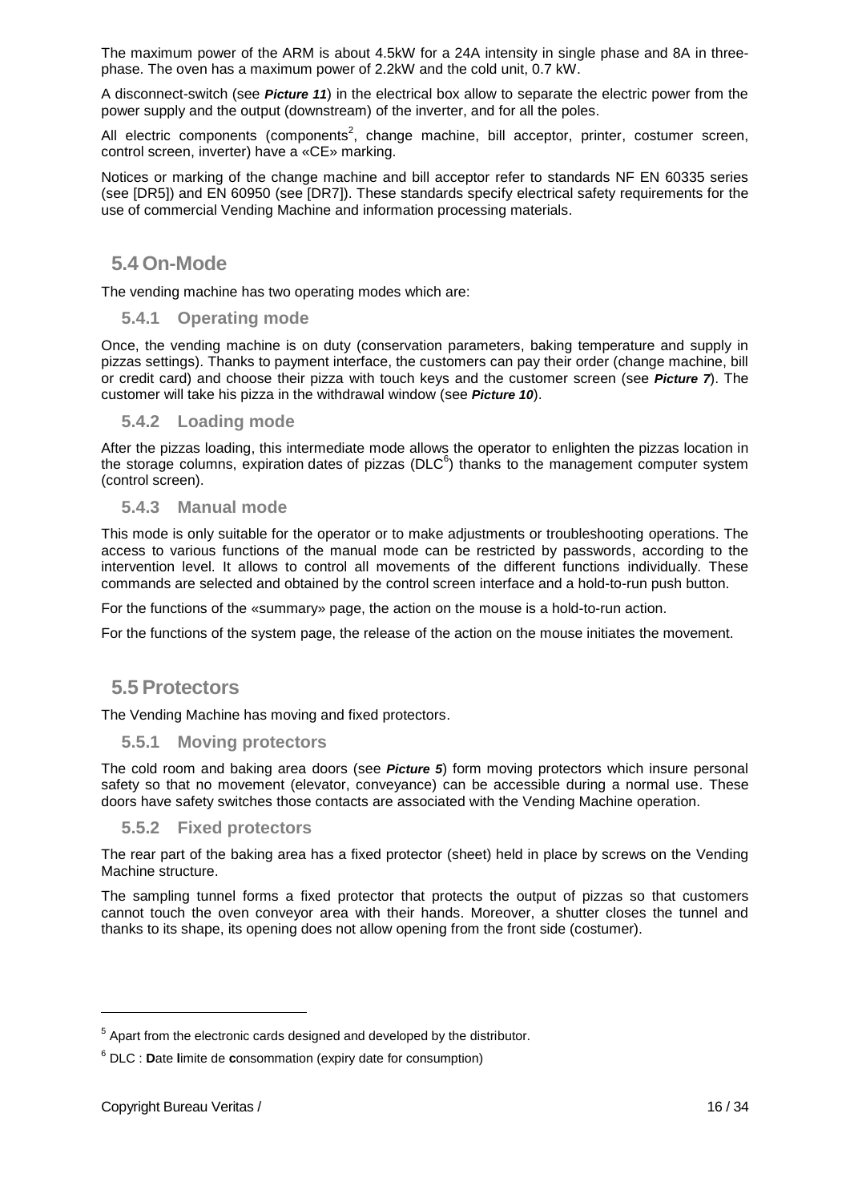The maximum power of the ARM is about 4.5kW for a 24A intensity in single phase and 8A in three-phase. The oven has a maximum power of 2.2kW and the cold unit, 0.7 kW.

A disconnect-switch (see ***Picture 11***) in the electrical box allow to separate the electric power from the power supply and the output (downstream) of the inverter, and for all the poles.

All electric components (components[2], change machine, bill acceptor, printer, costumer screen, control screen, inverter) have a «CE» marking.

Notices or marking of the change machine and bill acceptor refer to standards NF EN 60335 series (see [DR5]) and EN 60950 (see [DR7]). These standards specify electrical safety requirements for the use of commercial Vending Machine and information processing materials.

## 5.4 On-Mode

The vending machine has two operating modes which are:

### 5.4.1 Operating mode

Once, the vending machine is on duty (conservation parameters, baking temperature and supply in pizzas settings). Thanks to payment interface, the customers can pay their order (change machine, bill or credit card) and choose their pizza with touch keys and the customer screen (see ***Picture 7***). The customer will take his pizza in the withdrawal window (see ***Picture 10***).

### 5.4.2 Loading mode

After the pizzas loading, this intermediate mode allows the operator to enlighten the pizzas location in the storage columns, expiration dates of pizzas (DLC[6]) thanks to the management computer system (control screen).

### 5.4.3 Manual mode

This mode is only suitable for the operator or to make adjustments or troubleshooting operations. The access to various functions of the manual mode can be restricted by passwords, according to the intervention level. It allows to control all movements of the different functions individually. These commands are selected and obtained by the control screen interface and a hold-to-run push button.

For the functions of the «summary» page, the action on the mouse is a hold-to-run action.

For the functions of the system page, the release of the action on the mouse initiates the movement.

## 5.5 Protectors

The Vending Machine has moving and fixed protectors.

### 5.5.1 Moving protectors

The cold room and baking area doors (see ***Picture 5***) form moving protectors which insure personal safety so that no movement (elevator, conveyance) can be accessible during a normal use. These doors have safety switches those contacts are associated with the Vending Machine operation.

### 5.5.2 Fixed protectors

The rear part of the baking area has a fixed protector (sheet) held in place by screws on the Vending Machine structure.

The sampling tunnel forms a fixed protector that protects the output of pizzas so that customers cannot touch the oven conveyor area with their hands. Moreover, a shutter closes the tunnel and thanks to its shape, its opening does not allow opening from the front side (costumer).

---

[5] Apart from the electronic cards designed and developed by the distributor.

[6] DLC : **D**ate **l**imite de **c**onsommation (expiry date for consumption)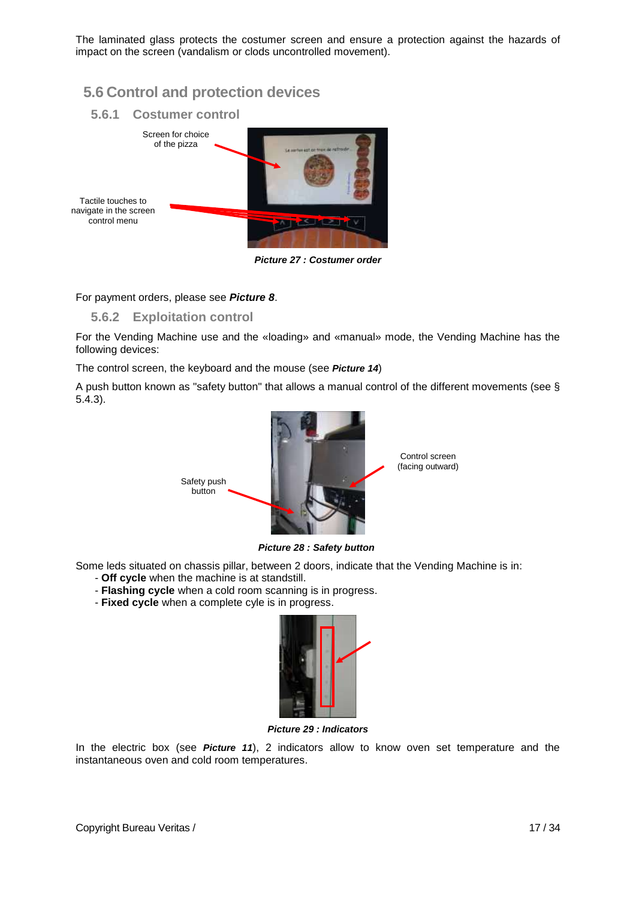The laminated glass protects the costumer screen and ensure a protection against the hazards of impact on the screen (vandalism or clods uncontrolled movement).

## 5.6 Control and protection devices

### 5.6.1 Costumer control

Screen for choice of the pizza

Tactile touches to navigate in the screen control menu

***Picture 27 : Costumer order***

For payment orders, please see ***Picture 8***.

### 5.6.2 Exploitation control

For the Vending Machine use and the «loading» and «manual» mode, the Vending Machine has the following devices:

The control screen, the keyboard and the mouse (see ***Picture 14***)

A push button known as "safety button" that allows a manual control of the different movements (see § 5.4.3).

Safety push button

Control screen (facing outward)

***Picture 28 : Safety button***

Some leds situated on chassis pillar, between 2 doors, indicate that the Vending Machine is in:

- **Off cycle** when the machine is at standstill.
- **Flashing cycle** when a cold room scanning is in progress.
- **Fixed cycle** when a complete cyle is in progress.

***Picture 29 : Indicators***

In the electric box (see ***Picture 11***), 2 indicators allow to know oven set temperature and the instantaneous oven and cold room temperatures.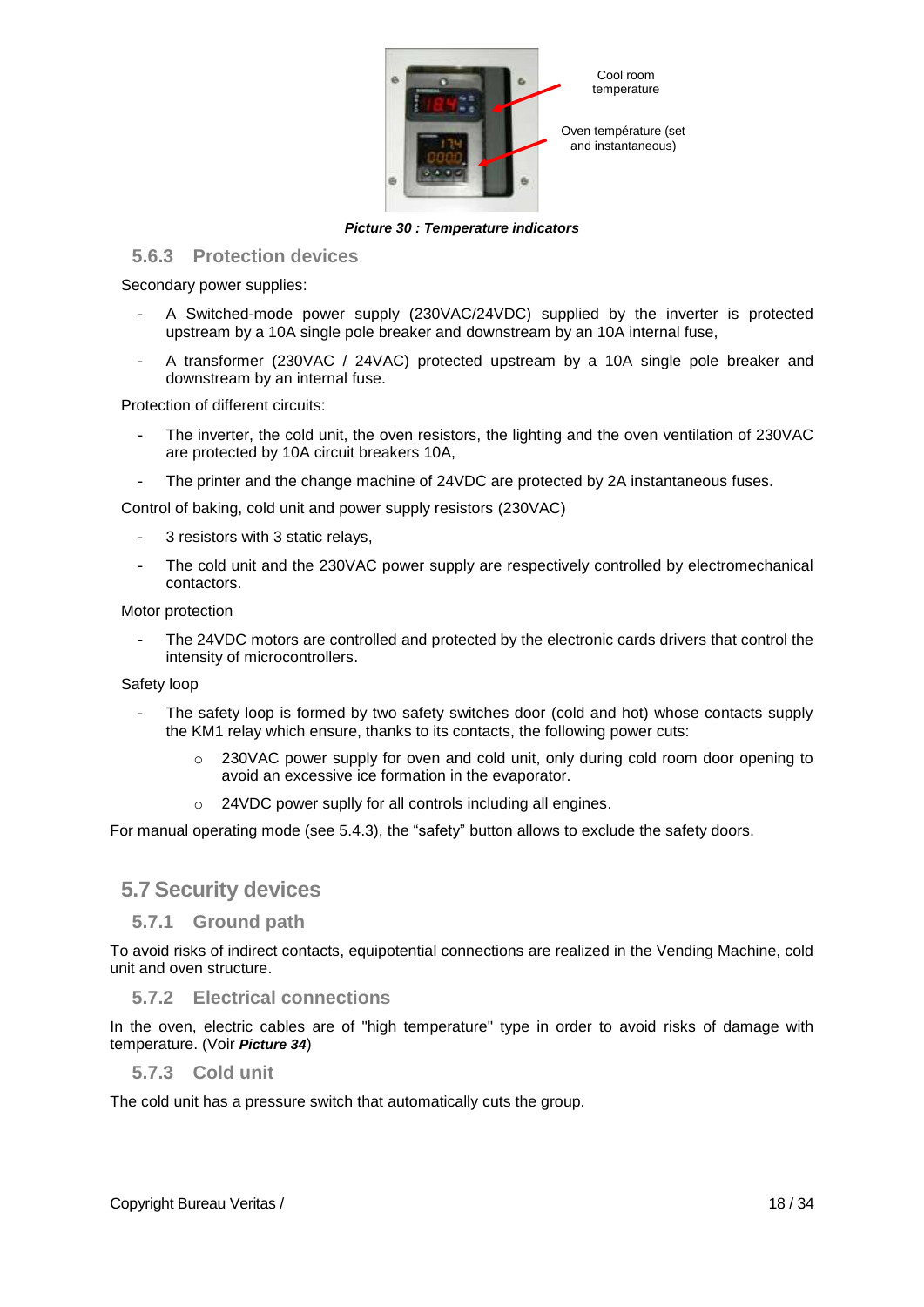Cool room temperature

Oven température (set and instantaneous)

***Picture 30 : Temperature indicators***

### 5.6.3 Protection devices

Secondary power supplies:

- A Switched-mode power supply (230VAC/24VDC) supplied by the inverter is protected upstream by a 10A single pole breaker and downstream by an 10A internal fuse,
- A transformer (230VAC / 24VAC) protected upstream by a 10A single pole breaker and downstream by an internal fuse.

Protection of different circuits:

- The inverter, the cold unit, the oven resistors, the lighting and the oven ventilation of 230VAC are protected by 10A circuit breakers 10A,
- The printer and the change machine of 24VDC are protected by 2A instantaneous fuses.

Control of baking, cold unit and power supply resistors (230VAC)

- 3 resistors with 3 static relays,
- The cold unit and the 230VAC power supply are respectively controlled by electromechanical contactors.

Motor protection

- The 24VDC motors are controlled and protected by the electronic cards drivers that control the intensity of microcontrollers.

Safety loop

- The safety loop is formed by two safety switches door (cold and hot) whose contacts supply the KM1 relay which ensure, thanks to its contacts, the following power cuts:
    - 230VAC power supply for oven and cold unit, only during cold room door opening to avoid an excessive ice formation in the evaporator.
    - 24VDC power suplly for all controls including all engines.

For manual operating mode (see 5.4.3), the "safety" button allows to exclude the safety doors.

## 5.7 Security devices

### 5.7.1 Ground path

To avoid risks of indirect contacts, equipotential connections are realized in the Vending Machine, cold unit and oven structure.

### 5.7.2 Electrical connections

In the oven, electric cables are of "high temperature" type in order to avoid risks of damage with temperature. (Voir ***Picture 34***)

### 5.7.3 Cold unit

The cold unit has a pressure switch that automatically cuts the group.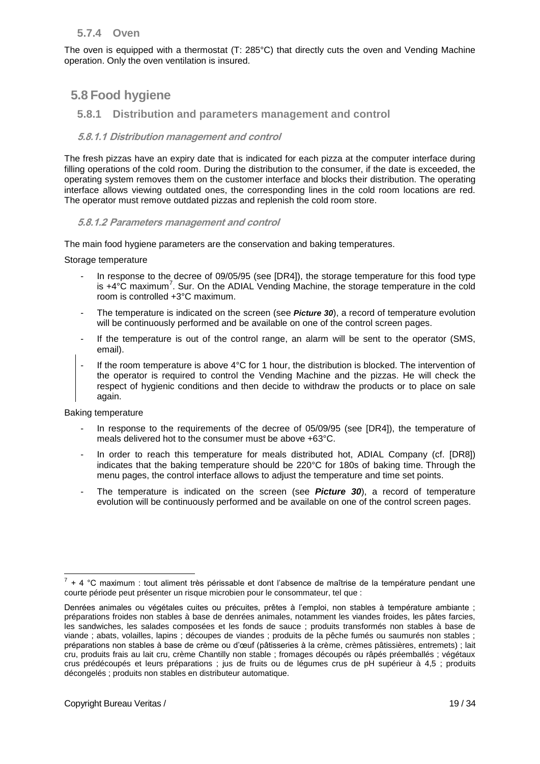### 5.7.4 Oven

The oven is equipped with a thermostat (T: 285°C) that directly cuts the oven and Vending Machine operation. Only the oven ventilation is insured.

## 5.8 Food hygiene

### 5.8.1 Distribution and parameters management and control

#### 5.8.1.1 Distribution management and control

The fresh pizzas have an expiry date that is indicated for each pizza at the computer interface during filling operations of the cold room. During the distribution to the consumer, if the date is exceeded, the operating system removes them on the customer interface and blocks their distribution. The operating interface allows viewing outdated ones, the corresponding lines in the cold room locations are red. The operator must remove outdated pizzas and replenish the cold room store.

#### 5.8.1.2 Parameters management and control

The main food hygiene parameters are the conservation and baking temperatures.

Storage temperature

- In response to the decree of 09/05/95 (see [DR4]), the storage temperature for this food type is +4°C maximum[7]. Sur. On the ADIAL Vending Machine, the storage temperature in the cold room is controlled +3°C maximum.
- The temperature is indicated on the screen (see ***Picture 30***), a record of temperature evolution will be continuously performed and be available on one of the control screen pages.
- If the temperature is out of the control range, an alarm will be sent to the operator (SMS, email).
- If the room temperature is above 4°C for 1 hour, the distribution is blocked. The intervention of the operator is required to control the Vending Machine and the pizzas. He will check the respect of hygienic conditions and then decide to withdraw the products or to place on sale again.

Baking temperature

- In response to the requirements of the decree of 05/09/95 (see [DR4]), the temperature of meals delivered hot to the consumer must be above +63°C.
- In order to reach this temperature for meals distributed hot, ADIAL Company (cf. [DR8]) indicates that the baking temperature should be 220°C for 180s of baking time. Through the menu pages, the control interface allows to adjust the temperature and time set points.
- The temperature is indicated on the screen (see ***Picture 30***), a record of temperature evolution will be continuously performed and be available on one of the control screen pages.

---

[7] + 4 °C maximum : tout aliment très périssable et dont l'absence de maîtrise de la température pendant une courte période peut présenter un risque microbien pour le consommateur, tel que :

Denrées animales ou végétales cuites ou précuites, prêtes à l'emploi, non stables à température ambiante ; préparations froides non stables à base de denrées animales, notamment les viandes froides, les pâtes farcies, les sandwiches, les salades composées et les fonds de sauce ; produits transformés non stables à base de viande ; abats, volailles, lapins ; découpes de viandes ; produits de la pêche fumés ou saumurés non stables ; préparations non stables à base de crème ou d'œuf (pâtisseries à la crème, crèmes pâtissières, entremets) ; lait cru, produits frais au lait cru, crème Chantilly non stable ; fromages découpés ou râpés préemballés ; végétaux crus prédécoupés et leurs préparations ; jus de fruits ou de légumes crus de pH supérieur à 4,5 ; produits décongelés ; produits non stables en distributeur automatique.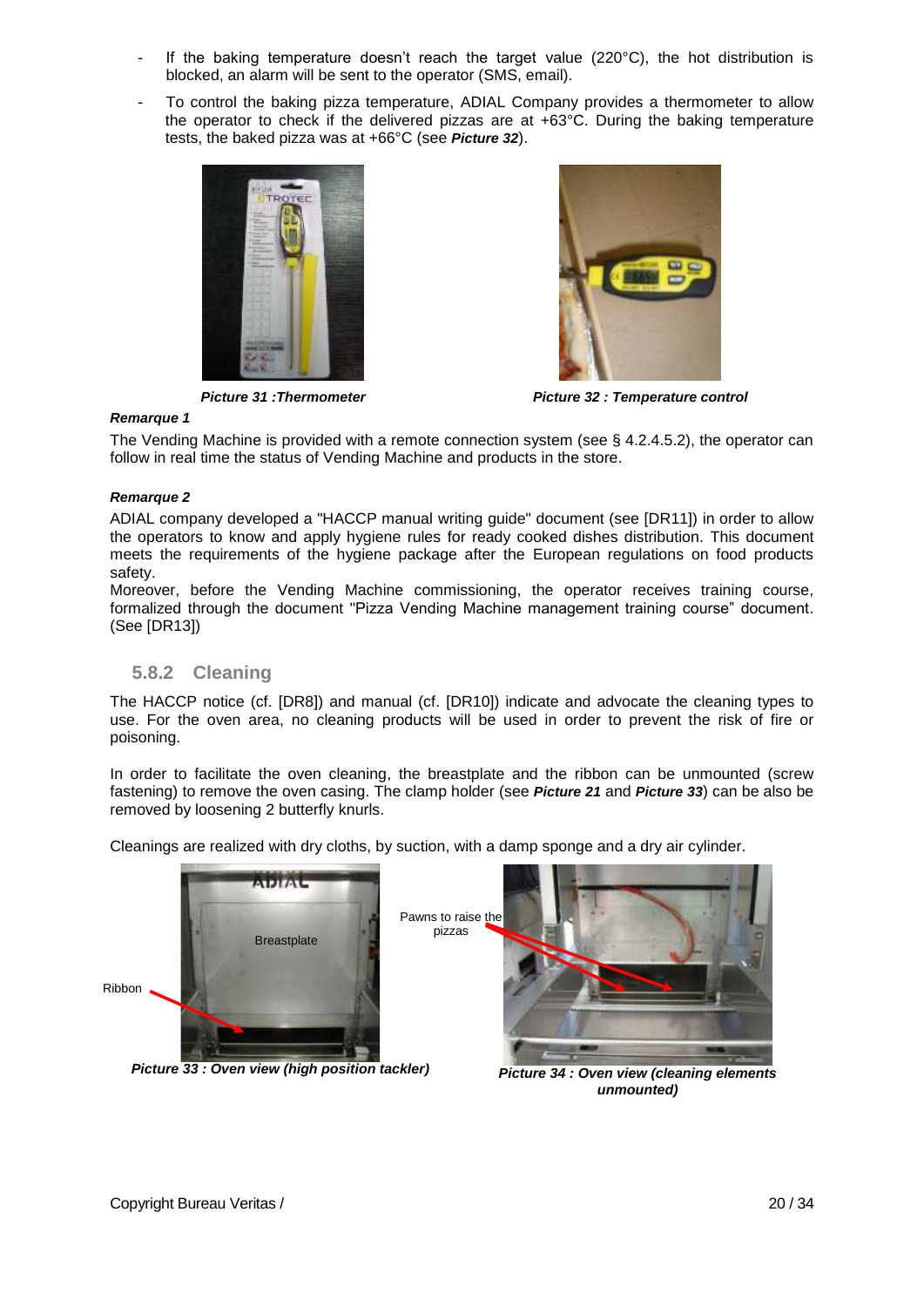- If the baking temperature doesn't reach the target value (220°C), the hot distribution is blocked, an alarm will be sent to the operator (SMS, email).
- To control the baking pizza temperature, ADIAL Company provides a thermometer to allow the operator to check if the delivered pizzas are at +63°C. During the baking temperature tests, the baked pizza was at +66°C (see ***Picture 32***).

***Picture 31 :Thermometer***

***Picture 32 : Temperature control***

***Remarque 1***

The Vending Machine is provided with a remote connection system (see § 4.2.4.5.2), the operator can follow in real time the status of Vending Machine and products in the store.

***Remarque 2***

ADIAL company developed a "HACCP manual writing guide" document (see [DR11]) in order to allow the operators to know and apply hygiene rules for ready cooked dishes distribution. This document meets the requirements of the hygiene package after the European regulations on food products safety.

Moreover, before the Vending Machine commissioning, the operator receives training course, formalized through the document "Pizza Vending Machine management training course" document. (See [DR13])

### 5.8.2 Cleaning

The HACCP notice (cf. [DR8]) and manual (cf. [DR10]) indicate and advocate the cleaning types to use. For the oven area, no cleaning products will be used in order to prevent the risk of fire or poisoning.

In order to facilitate the oven cleaning, the breastplate and the ribbon can be unmounted (screw fastening) to remove the oven casing. The clamp holder (see ***Picture 21*** and ***Picture 33***) can be also be removed by loosening 2 butterfly knurls.

Cleanings are realized with dry cloths, by suction, with a damp sponge and a dry air cylinder.

Breastplate

Ribbon

***Picture 33 : Oven view (high position tackler)***

Pawns to raise the pizzas

***Picture 34 : Oven view (cleaning elements unmounted)***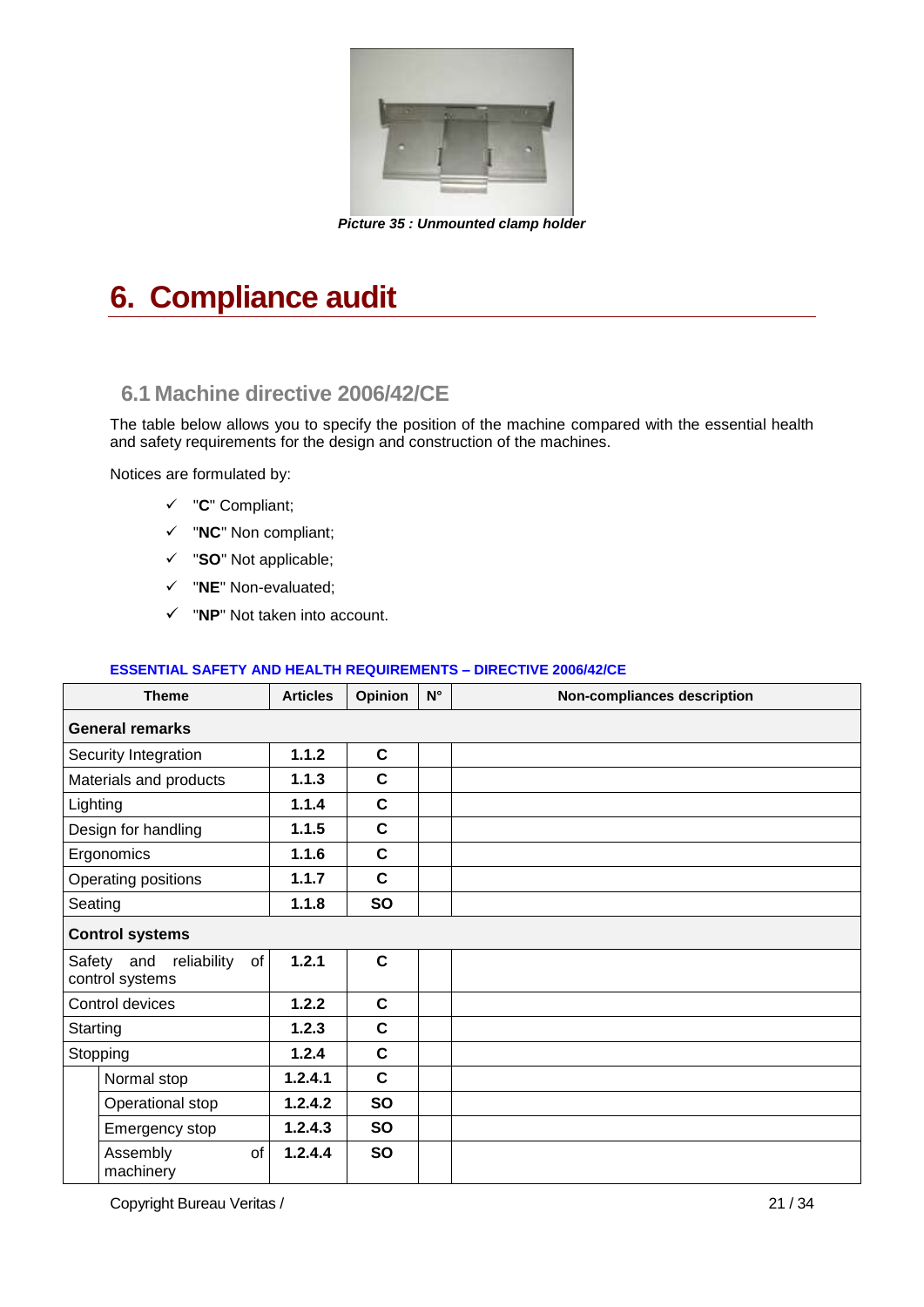*Picture 35 : Unmounted clamp holder*

# 6. Compliance audit

## 6.1 Machine directive 2006/42/CE

The table below allows you to specify the position of the machine compared with the essential health and safety requirements for the design and construction of the machines.

Notices are formulated by:

- ✓ "**C**" Compliant;
- ✓ "**NC**" Non compliant;
- ✓ "**SO**" Not applicable;
- ✓ "**NE**" Non-evaluated;
- ✓ "**NP**" Not taken into account.

**ESSENTIAL SAFETY AND HEALTH REQUIREMENTS – DIRECTIVE 2006/42/CE**

| Theme | | Articles | Opinion | N° | Non-compliances description |
|---|---|---|---|---|---|
| **General remarks** | | | | | |
| Security Integration | | **1.1.2** | **C** | | |
| Materials and products | | **1.1.3** | **C** | | |
| Lighting | | **1.1.4** | **C** | | |
| Design for handling | | **1.1.5** | **C** | | |
| Ergonomics | | **1.1.6** | **C** | | |
| Operating positions | | **1.1.7** | **C** | | |
| Seating | | **1.1.8** | **SO** | | |
| **Control systems** | | | | | |
| Safety and reliability of control systems | | **1.2.1** | **C** | | |
| Control devices | | **1.2.2** | **C** | | |
| Starting | | **1.2.3** | **C** | | |
| Stopping | | **1.2.4** | **C** | | |
| | Normal stop | **1.2.4.1** | **C** | | |
| | Operational stop | **1.2.4.2** | **SO** | | |
| | Emergency stop | **1.2.4.3** | **SO** | | |
| | Assembly of machinery | **1.2.4.4** | **SO** | | |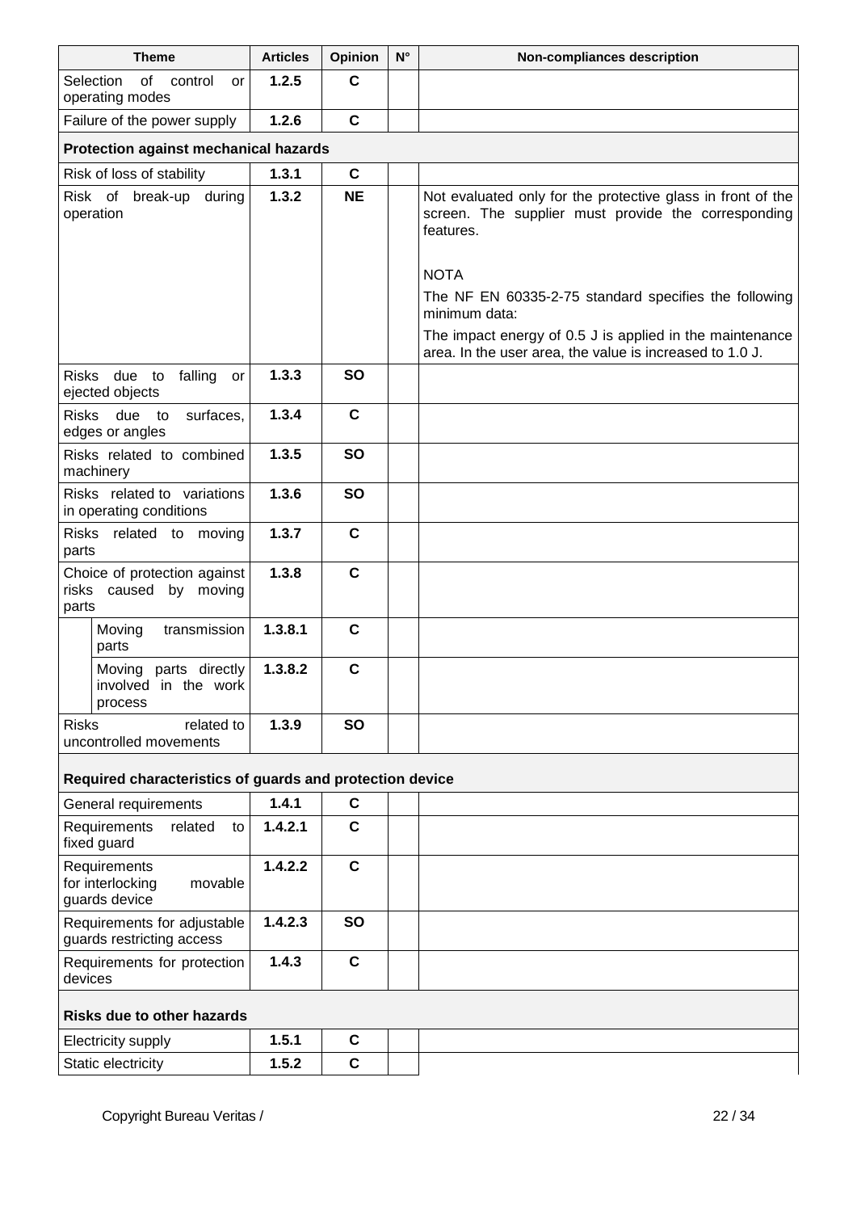| Theme | Articles | Opinion | N° | Non-compliances description |
|---|---|---|---|---|
| Selection of control or operating modes | **1.2.5** | **C** | | |
| Failure of the power supply | **1.2.6** | **C** | | |
| **Protection against mechanical hazards** | | | | |
| Risk of loss of stability | **1.3.1** | **C** | | |
| Risk of break-up during operation | **1.3.2** | **NE** | | Not evaluated only for the protective glass in front of the screen. The supplier must provide the corresponding features.<br><br>NOTA<br>The NF EN 60335-2-75 standard specifies the following minimum data:<br>The impact energy of 0.5 J is applied in the maintenance area. In the user area, the value is increased to 1.0 J. |
| Risks due to falling or ejected objects | **1.3.3** | **SO** | | |
| Risks due to surfaces, edges or angles | **1.3.4** | **C** | | |
| Risks related to combined machinery | **1.3.5** | **SO** | | |
| Risks related to variations in operating conditions | **1.3.6** | **SO** | | |
| Risks related to moving parts | **1.3.7** | **C** | | |
| Choice of protection against risks caused by moving parts | **1.3.8** | **C** | | |
| Moving transmission parts | **1.3.8.1** | **C** | | |
| Moving parts directly involved in the work process | **1.3.8.2** | **C** | | |
| Risks related to uncontrolled movements | **1.3.9** | **SO** | | |
| **Required characteristics of guards and protection device** | | | | |
| General requirements | **1.4.1** | **C** | | |
| Requirements related to fixed guard | **1.4.2.1** | **C** | | |
| Requirements for interlocking movable guards device | **1.4.2.2** | **C** | | |
| Requirements for adjustable guards restricting access | **1.4.2.3** | **SO** | | |
| Requirements for protection devices | **1.4.3** | **C** | | |
| **Risks due to other hazards** | | | | |
| Electricity supply | **1.5.1** | **C** | | |
| Static electricity | **1.5.2** | **C** | | |

Copyright Bureau Veritas /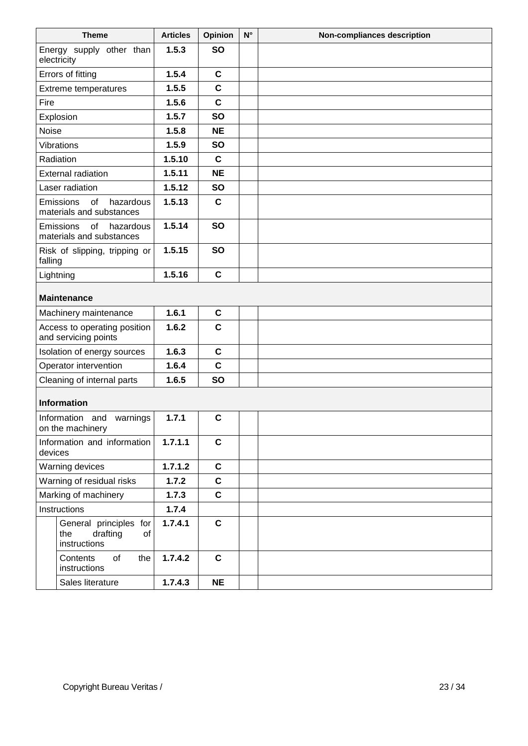| Theme | Articles | Opinion | N° | Non-compliances description |
|---|---|---|---|---|
| Energy supply other than electricity | **1.5.3** | **SO** | | |
| Errors of fitting | **1.5.4** | **C** | | |
| Extreme temperatures | **1.5.5** | **C** | | |
| Fire | **1.5.6** | **C** | | |
| Explosion | **1.5.7** | **SO** | | |
| Noise | **1.5.8** | **NE** | | |
| Vibrations | **1.5.9** | **SO** | | |
| Radiation | **1.5.10** | **C** | | |
| External radiation | **1.5.11** | **NE** | | |
| Laser radiation | **1.5.12** | **SO** | | |
| Emissions of hazardous materials and substances | **1.5.13** | **C** | | |
| Emissions of hazardous materials and substances | **1.5.14** | **SO** | | |
| Risk of slipping, tripping or falling | **1.5.15** | **SO** | | |
| Lightning | **1.5.16** | **C** | | |
| **Maintenance** | | | | |
| Machinery maintenance | **1.6.1** | **C** | | |
| Access to operating position and servicing points | **1.6.2** | **C** | | |
| Isolation of energy sources | **1.6.3** | **C** | | |
| Operator intervention | **1.6.4** | **C** | | |
| Cleaning of internal parts | **1.6.5** | **SO** | | |
| **Information** | | | | |
| Information and warnings on the machinery | **1.7.1** | **C** | | |
| Information and information devices | **1.7.1.1** | **C** | | |
| Warning devices | **1.7.1.2** | **C** | | |
| Warning of residual risks | **1.7.2** | **C** | | |
| Marking of machinery | **1.7.3** | **C** | | |
| Instructions | **1.7.4** | | | |
| General principles for the drafting of instructions | **1.7.4.1** | **C** | | |
| Contents of the instructions | **1.7.4.2** | **C** | | |
| Sales literature | **1.7.4.3** | **NE** | | |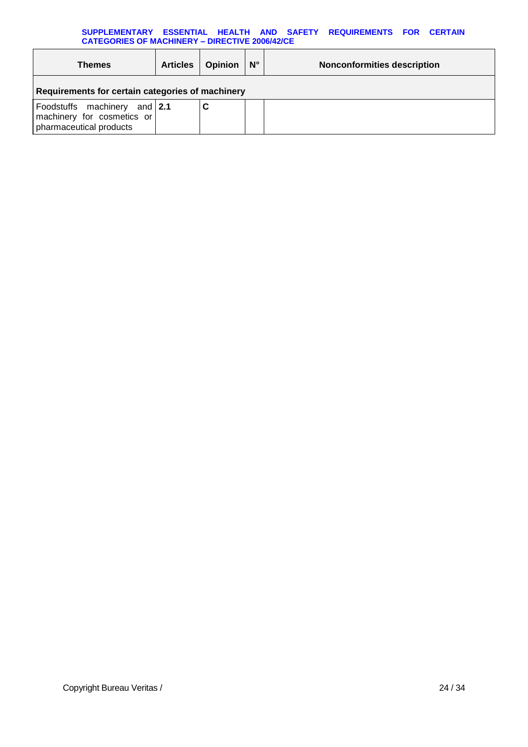**SUPPLEMENTARY ESSENTIAL HEALTH AND SAFETY REQUIREMENTS FOR CERTAIN CATEGORIES OF MACHINERY – DIRECTIVE 2006/42/CE**

| Themes | Articles | Opinion | N° | Nonconformities description |
|---|---|---|---|---|
| **Requirements for certain categories of machinery** | | | | |
| Foodstuffs machinery and machinery for cosmetics or pharmaceutical products | **2.1** | **C** | | |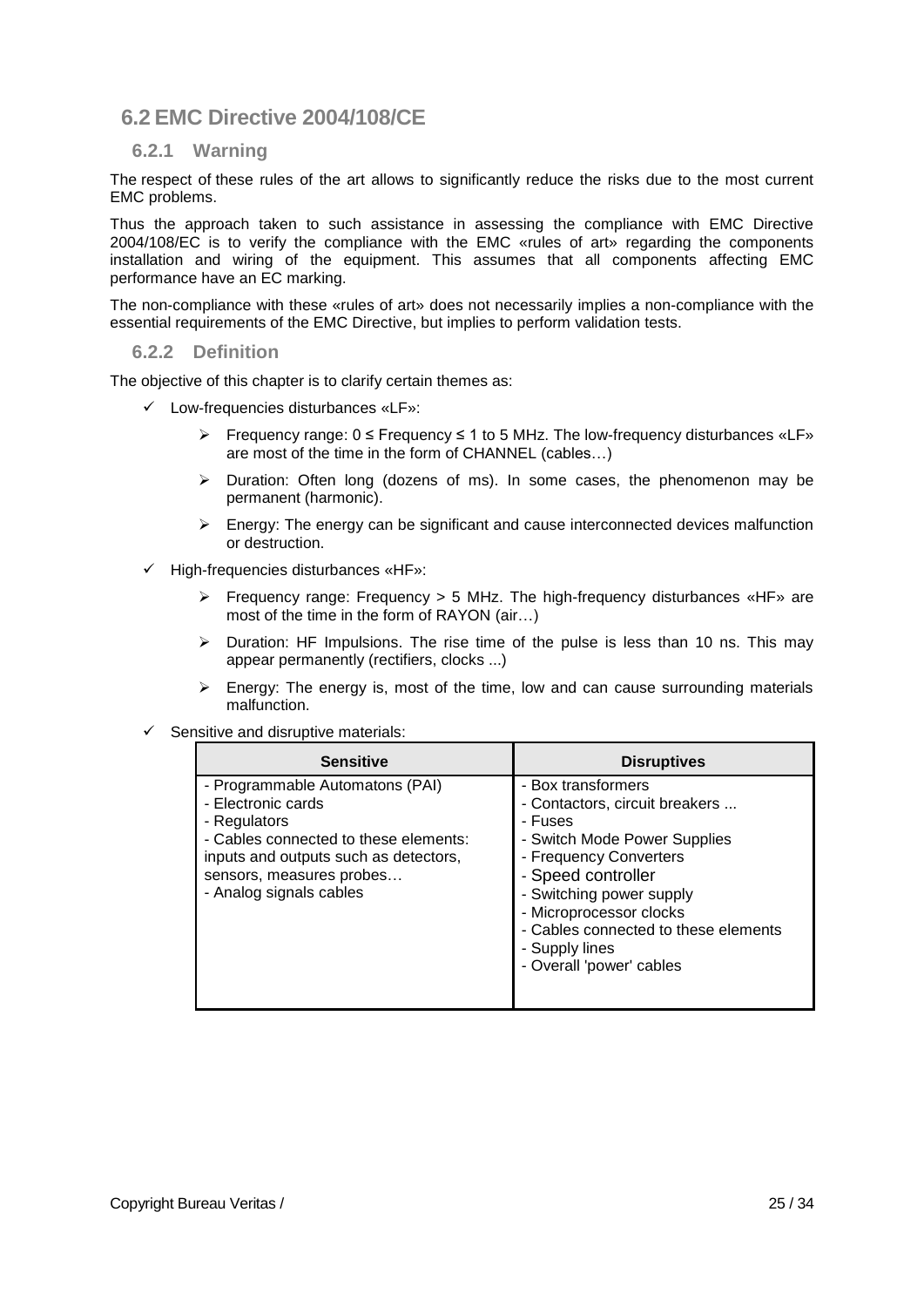## 6.2 EMC Directive 2004/108/CE

### 6.2.1 Warning

The respect of these rules of the art allows to significantly reduce the risks due to the most current EMC problems.

Thus the approach taken to such assistance in assessing the compliance with EMC Directive 2004/108/EC is to verify the compliance with the EMC «rules of art» regarding the components installation and wiring of the equipment. This assumes that all components affecting EMC performance have an EC marking.

The non-compliance with these «rules of art» does not necessarily implies a non-compliance with the essential requirements of the EMC Directive, but implies to perform validation tests.

### 6.2.2 Definition

The objective of this chapter is to clarify certain themes as:

- ✓ Low-frequencies disturbances «LF»:
  - ➢ Frequency range: 0 ≤ Frequency ≤ 1 to 5 MHz. The low-frequency disturbances «LF» are most of the time in the form of CHANNEL (cables…)
  - ➢ Duration: Often long (dozens of ms). In some cases, the phenomenon may be permanent (harmonic).
  - ➢ Energy: The energy can be significant and cause interconnected devices malfunction or destruction.
- ✓ High-frequencies disturbances «HF»:
  - ➢ Frequency range: Frequency > 5 MHz. The high-frequency disturbances «HF» are most of the time in the form of RAYON (air…)
  - ➢ Duration: HF Impulsions. The rise time of the pulse is less than 10 ns. This may appear permanently (rectifiers, clocks ...)
  - ➢ Energy: The energy is, most of the time, low and can cause surrounding materials malfunction.
- ✓ Sensitive and disruptive materials:

| Sensitive | Disruptives |
|---|---|
| - Programmable Automatons (PAI)<br>- Electronic cards<br>- Regulators<br>- Cables connected to these elements: inputs and outputs such as detectors, sensors, measures probes…<br>- Analog signals cables | - Box transformers<br>- Contactors, circuit breakers ...<br>- Fuses<br>- Switch Mode Power Supplies<br>- Frequency Converters<br>- Speed controller<br>- Switching power supply<br>- Microprocessor clocks<br>- Cables connected to these elements<br>- Supply lines<br>- Overall 'power' cables |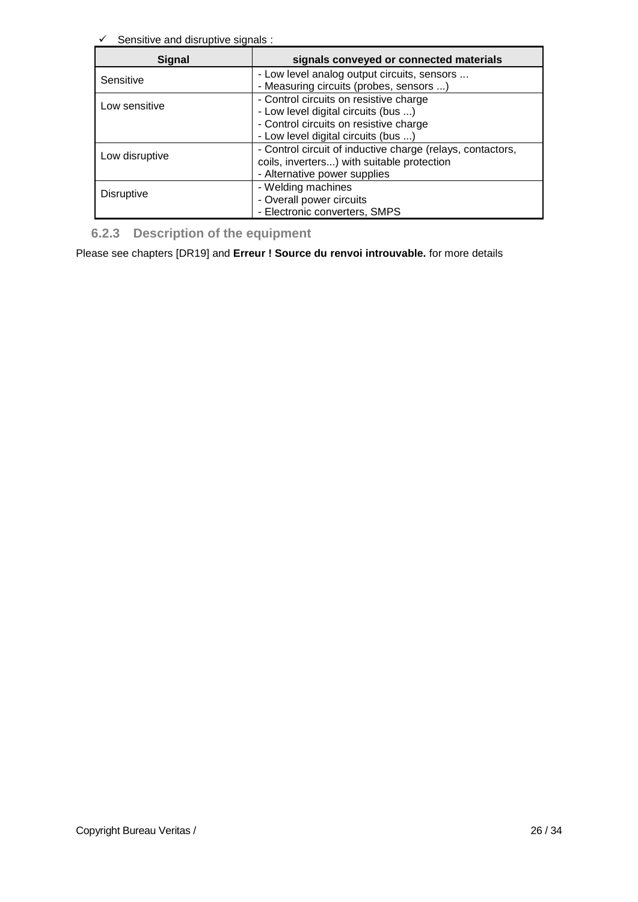- ✓ Sensitive and disruptive signals :

| Signal | signals conveyed or connected materials |
|---|---|
| Sensitive | - Low level analog output circuits, sensors ...<br>- Measuring circuits (probes, sensors ...) |
| Low sensitive | - Control circuits on resistive charge<br>- Low level digital circuits (bus ...)<br>- Control circuits on resistive charge<br>- Low level digital circuits (bus ...) |
| Low disruptive | - Control circuit of inductive charge (relays, contactors, coils, inverters...) with suitable protection<br>- Alternative power supplies |
| Disruptive | - Welding machines<br>- Overall power circuits<br>- Electronic converters, SMPS |

### 6.2.3 Description of the equipment

Please see chapters [DR19] and **Erreur ! Source du renvoi introuvable.** for more details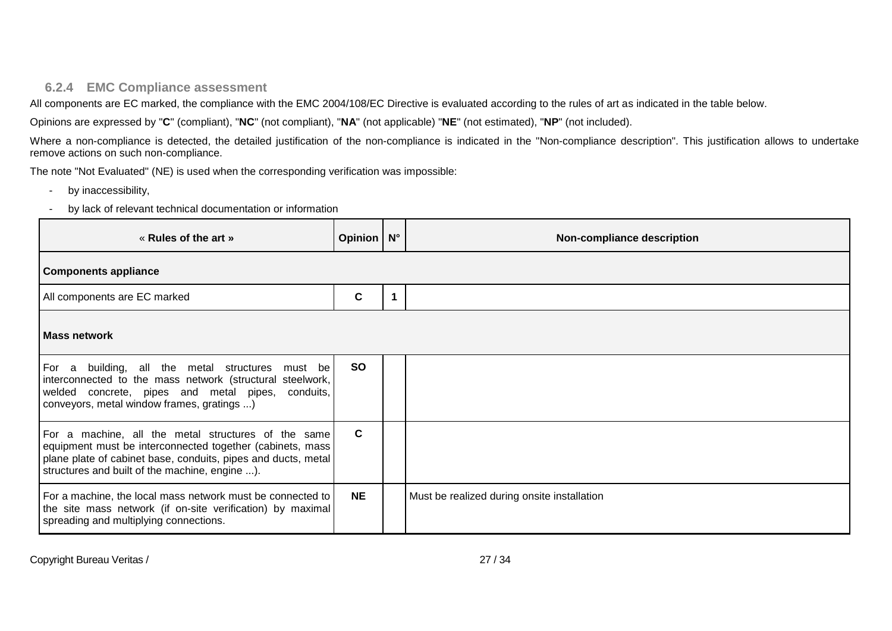### 6.2.4 EMC Compliance assessment

All components are EC marked, the compliance with the EMC 2004/108/EC Directive is evaluated according to the rules of art as indicated in the table below.

Opinions are expressed by "**C**" (compliant), "**NC**" (not compliant), "**NA**" (not applicable) "**NE**" (not estimated), "**NP**" (not included).

Where a non-compliance is detected, the detailed justification of the non-compliance is indicated in the "Non-compliance description". This justification allows to undertake remove actions on such non-compliance.

The note "Not Evaluated" (NE) is used when the corresponding verification was impossible:

- by inaccessibility,
- by lack of relevant technical documentation or information

| « **Rules of the art** » | **Opinion** | **N°** | **Non-compliance description** |
|---|---|---|---|
| **Components appliance** | | | |
| All components are EC marked | **C** | **1** | |
| **Mass network** | | | |
| For a building, all the metal structures must be interconnected to the mass network (structural steelwork, welded concrete, pipes and metal pipes, conduits, conveyors, metal window frames, gratings ...) | **SO** | | |
| For a machine, all the metal structures of the same equipment must be interconnected together (cabinets, mass plane plate of cabinet base, conduits, pipes and ducts, metal structures and built of the machine, engine ...). | **C** | | |
| For a machine, the local mass network must be connected to the site mass network (if on-site verification) by maximal spreading and multiplying connections. | **NE** | | Must be realized during onsite installation |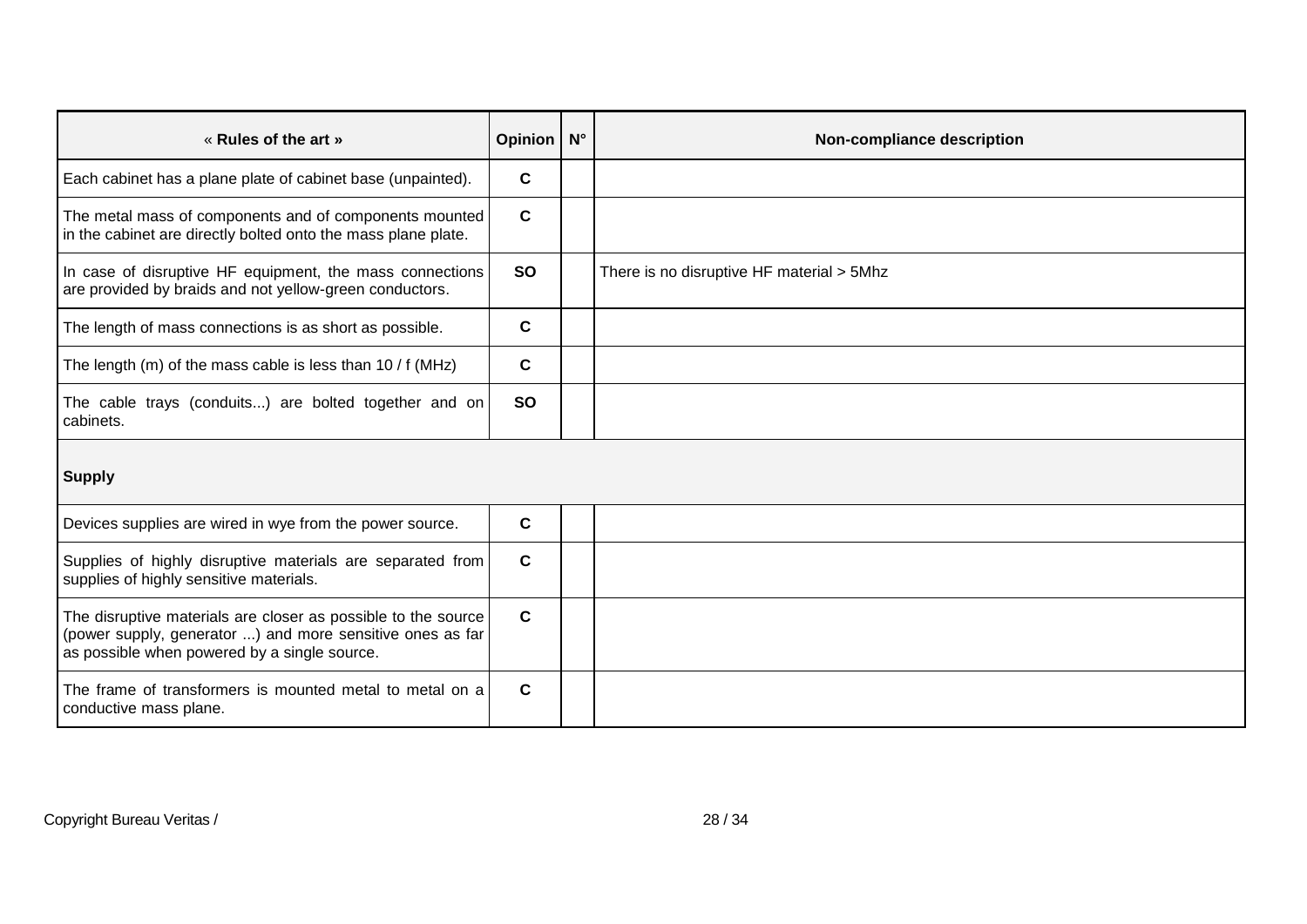| « **Rules of the art** » | **Opinion** | **N°** | **Non-compliance description** |
| --- | --- | --- | --- |
| Each cabinet has a plane plate of cabinet base (unpainted). | **C** | | |
| The metal mass of components and of components mounted in the cabinet are directly bolted onto the mass plane plate. | **C** | | |
| In case of disruptive HF equipment, the mass connections are provided by braids and not yellow-green conductors. | **SO** | | There is no disruptive HF material > 5Mhz |
| The length of mass connections is as short as possible. | **C** | | |
| The length (m) of the mass cable is less than 10 / f (MHz) | **C** | | |
| The cable trays (conduits...) are bolted together and on cabinets. | **SO** | | |
| **Supply** | | | |
| Devices supplies are wired in wye from the power source. | **C** | | |
| Supplies of highly disruptive materials are separated from supplies of highly sensitive materials. | **C** | | |
| The disruptive materials are closer as possible to the source (power supply, generator ...) and more sensitive ones as far as possible when powered by a single source. | **C** | | |
| The frame of transformers is mounted metal to metal on a conductive mass plane. | **C** | | |

Copyright Bureau Veritas /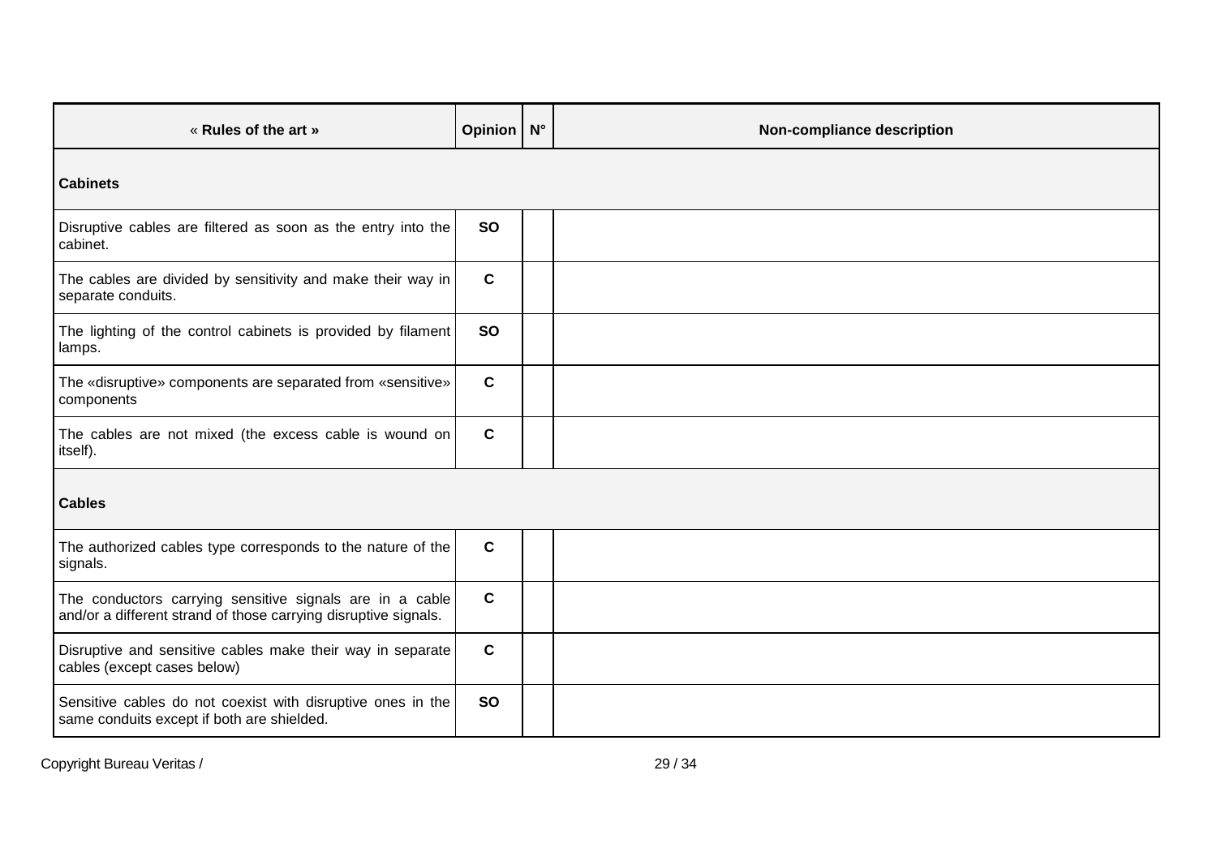| « **Rules of the art** » | **Opinion** | **N°** | **Non-compliance description** |
|---|---|---|---|
| **Cabinets** | | | |
| Disruptive cables are filtered as soon as the entry into the cabinet. | **SO** | | |
| The cables are divided by sensitivity and make their way in separate conduits. | **C** | | |
| The lighting of the control cabinets is provided by filament lamps. | **SO** | | |
| The «disruptive» components are separated from «sensitive» components | **C** | | |
| The cables are not mixed (the excess cable is wound on itself). | **C** | | |
| **Cables** | | | |
| The authorized cables type corresponds to the nature of the signals. | **C** | | |
| The conductors carrying sensitive signals are in a cable and/or a different strand of those carrying disruptive signals. | **C** | | |
| Disruptive and sensitive cables make their way in separate cables (except cases below) | **C** | | |
| Sensitive cables do not coexist with disruptive ones in the same conduits except if both are shielded. | **SO** | | |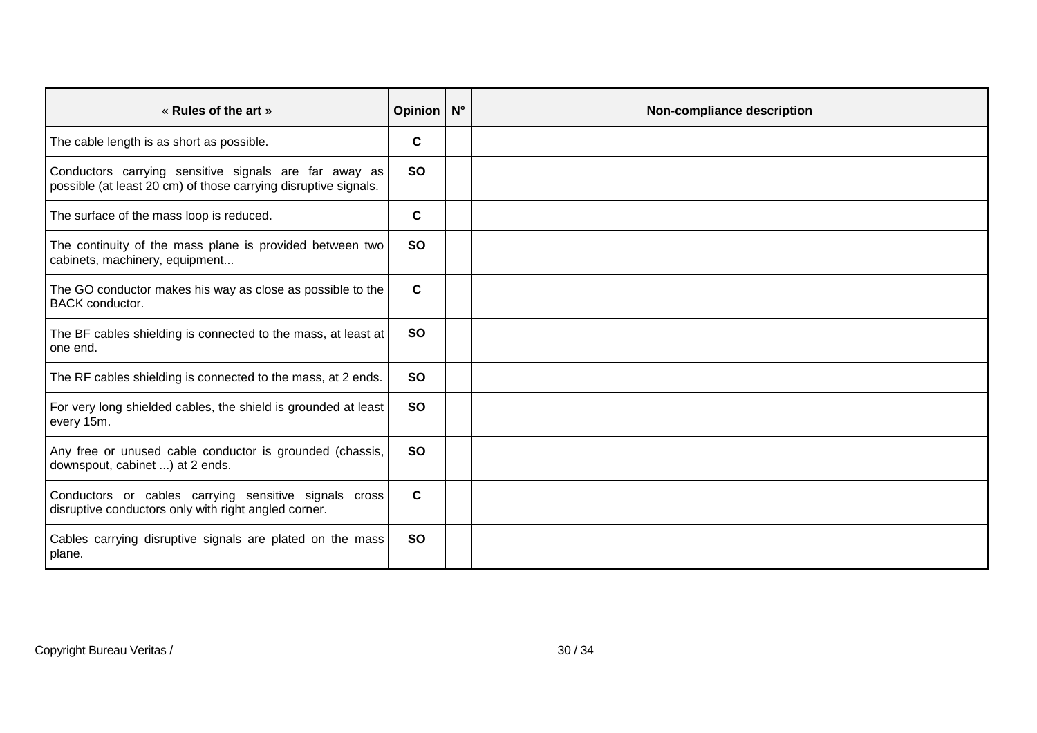| « **Rules of the art** » | **Opinion** | **N°** | **Non-compliance description** |
|---|---|---|---|
| The cable length is as short as possible. | **C** | | |
| Conductors carrying sensitive signals are far away as possible (at least 20 cm) of those carrying disruptive signals. | **SO** | | |
| The surface of the mass loop is reduced. | **C** | | |
| The continuity of the mass plane is provided between two cabinets, machinery, equipment... | **SO** | | |
| The GO conductor makes his way as close as possible to the BACK conductor. | **C** | | |
| The BF cables shielding is connected to the mass, at least at one end. | **SO** | | |
| The RF cables shielding is connected to the mass, at 2 ends. | **SO** | | |
| For very long shielded cables, the shield is grounded at least every 15m. | **SO** | | |
| Any free or unused cable conductor is grounded (chassis, downspout, cabinet ...) at 2 ends. | **SO** | | |
| Conductors or cables carrying sensitive signals cross disruptive conductors only with right angled corner. | **C** | | |
| Cables carrying disruptive signals are plated on the mass plane. | **SO** | | |

Copyright Bureau Veritas /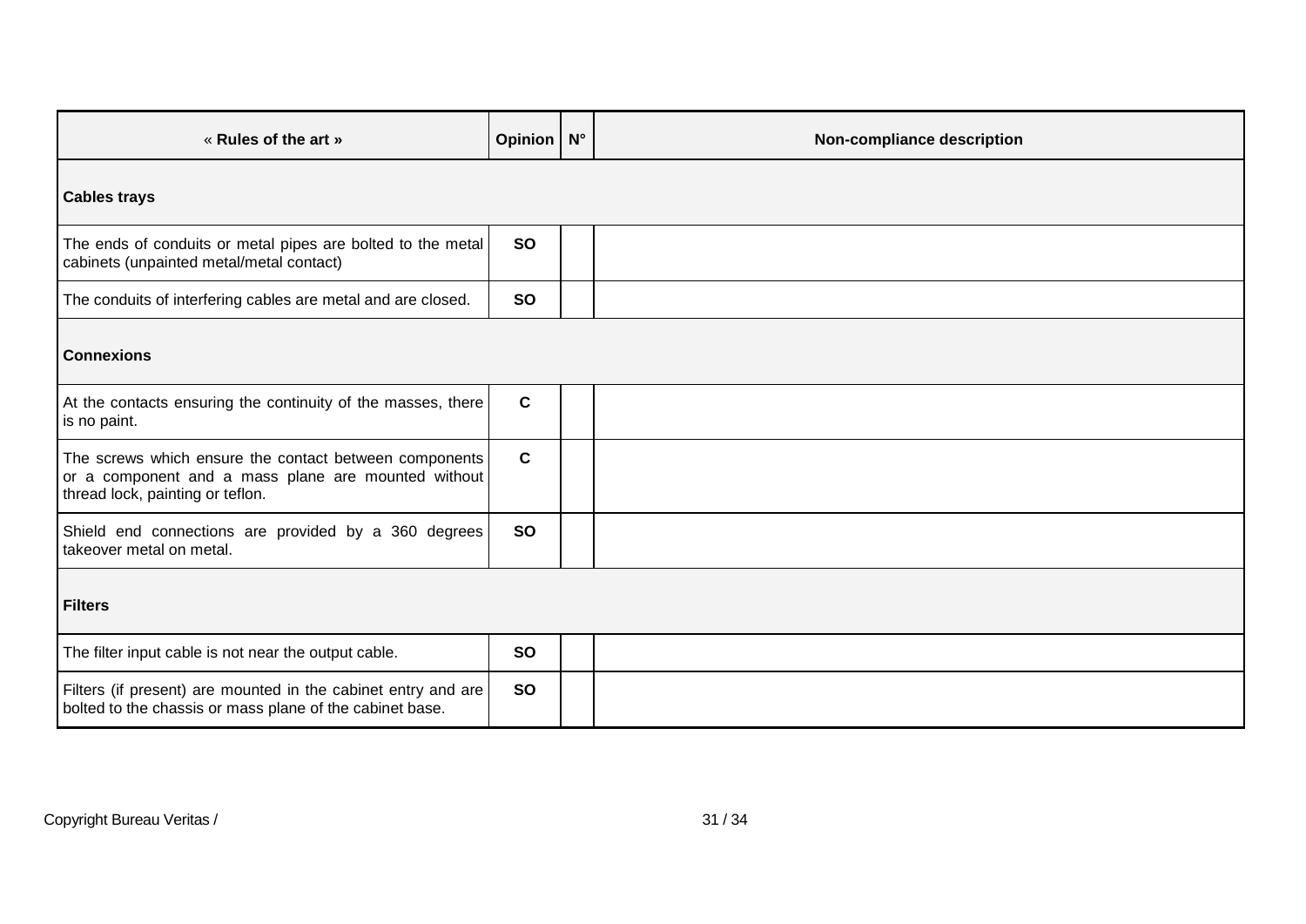| « **Rules of the art »** | **Opinion** | **N°** | **Non-compliance description** |
|---|---|---|---|
| **Cables trays** | | | |
| The ends of conduits or metal pipes are bolted to the metal cabinets (unpainted metal/metal contact) | **SO** | | |
| The conduits of interfering cables are metal and are closed. | **SO** | | |
| **Connexions** | | | |
| At the contacts ensuring the continuity of the masses, there is no paint. | **C** | | |
| The screws which ensure the contact between components or a component and a mass plane are mounted without thread lock, painting or teflon. | **C** | | |
| Shield end connections are provided by a 360 degrees takeover metal on metal. | **SO** | | |
| **Filters** | | | |
| The filter input cable is not near the output cable. | **SO** | | |
| Filters (if present) are mounted in the cabinet entry and are bolted to the chassis or mass plane of the cabinet base. | **SO** | | |

Copyright Bureau Veritas /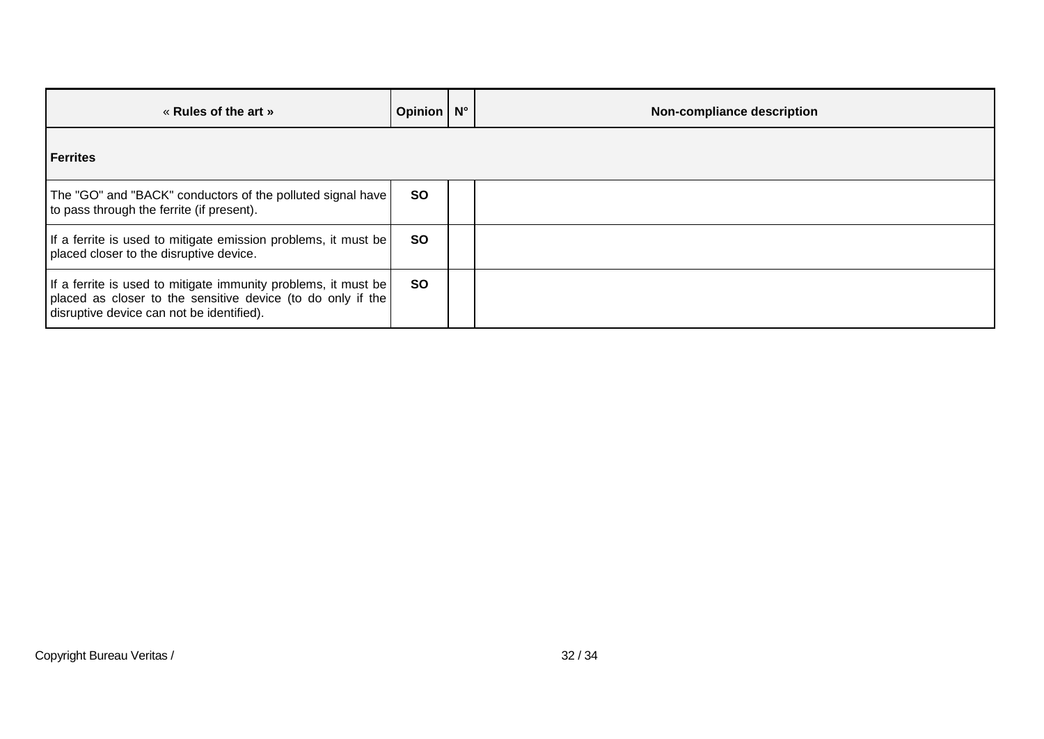| « **Rules of the art »** | **Opinion** | **N°** | **Non-compliance description** |
|---|---|---|---|
| **Ferrites** | | | |
| The "GO" and "BACK" conductors of the polluted signal have to pass through the ferrite (if present). | **SO** | | |
| If a ferrite is used to mitigate emission problems, it must be placed closer to the disruptive device. | **SO** | | |
| If a ferrite is used to mitigate immunity problems, it must be placed as closer to the sensitive device (to do only if the disruptive device can not be identified). | **SO** | | |

Copyright Bureau Veritas /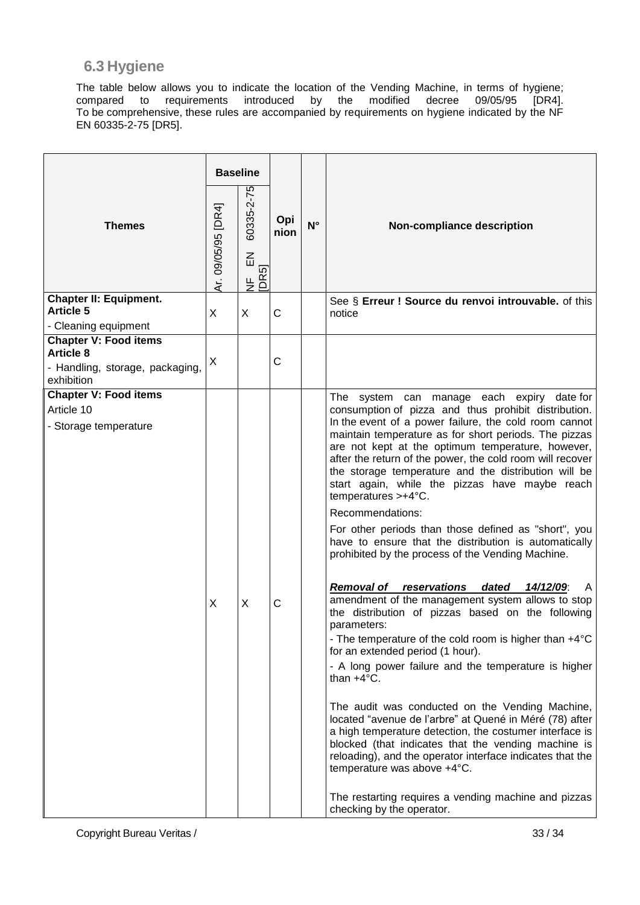## 6.3 Hygiene

The table below allows you to indicate the location of the Vending Machine, in terms of hygiene; compared to requirements introduced by the modified decree 09/05/95 [DR4]. To be comprehensive, these rules are accompanied by requirements on hygiene indicated by the NF EN 60335-2-75 [DR5].

| Themes | Baseline | | Opinion | N° | Non-compliance description |
|---|---|---|---|---|---|
| | Ar. 09/05/95 [DR4] | NF EN 60335-2-75 [DR5] | | | |
| **Chapter II: Equipment.** **Article 5** - Cleaning equipment | X | X | C | | See § **Erreur ! Source du renvoi introuvable.** of this notice |
| **Chapter V: Food items** **Article 8** - Handling, storage, packaging, exhibition | X | | C | | |
| **Chapter V: Food items** Article 10 - Storage temperature | X | X | C | | The system can manage each expiry date for consumption of pizza and thus prohibit distribution. In the event of a power failure, the cold room cannot maintain temperature as for short periods. The pizzas are not kept at the optimum temperature, however, after the return of the power, the cold room will recover the storage temperature and the distribution will be start again, while the pizzas have maybe reach temperatures >+4°C.<br><br>Recommendations:<br><br>For other periods than those defined as "short", you have to ensure that the distribution is automatically prohibited by the process of the Vending Machine.<br><br>***Removal of reservations dated 14/12/09***: A amendment of the management system allows to stop the distribution of pizzas based on the following parameters:<br>- The temperature of the cold room is higher than +4°C for an extended period (1 hour).<br>- A long power failure and the temperature is higher than +4°C.<br><br>The audit was conducted on the Vending Machine, located "avenue de l'arbre" at Quené in Méré (78) after a high temperature detection, the costumer interface is blocked (that indicates that the vending machine is reloading), and the operator interface indicates that the temperature was above +4°C.<br><br>The restarting requires a vending machine and pizzas checking by the operator. |

Copyright Bureau Veritas /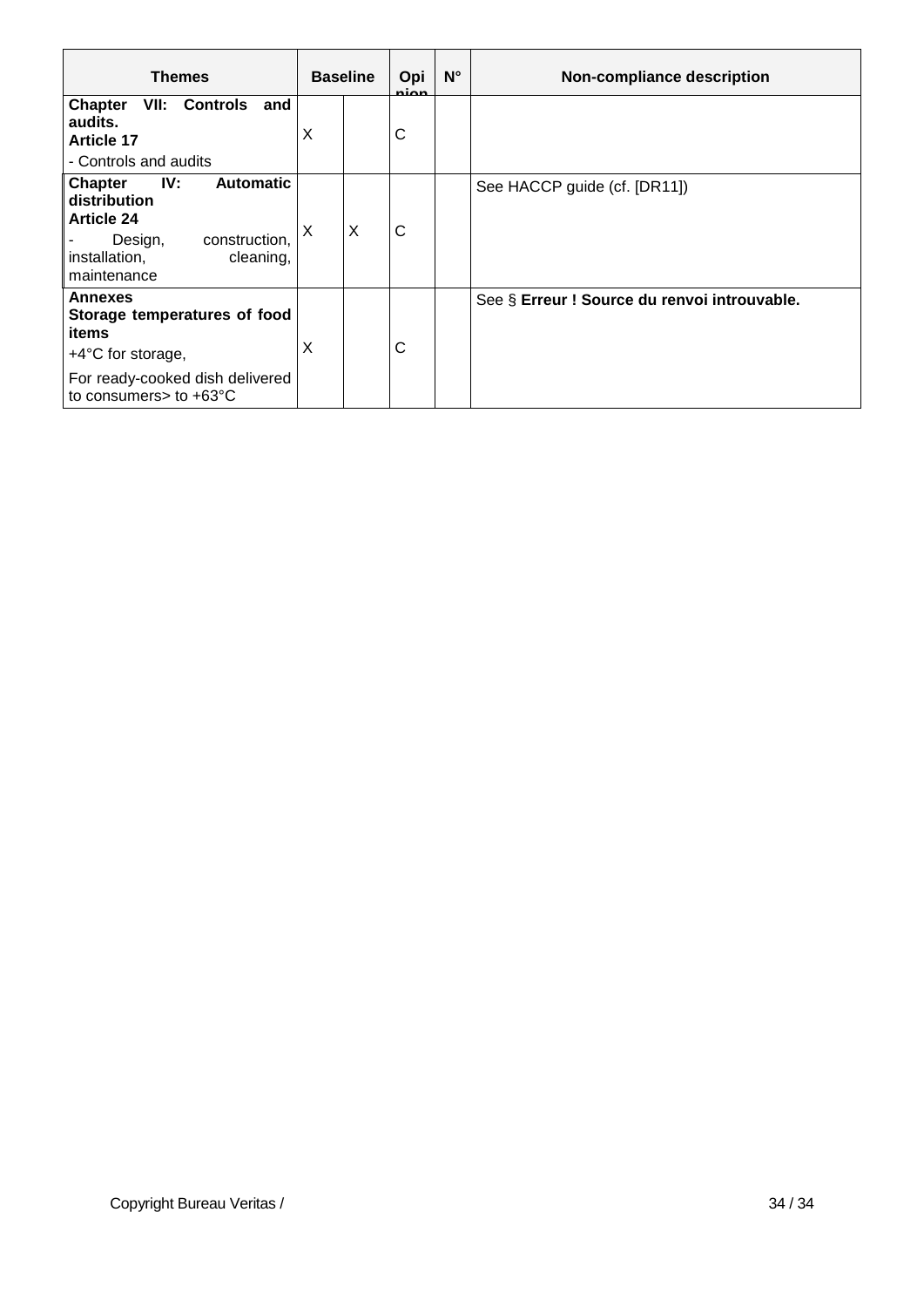| Themes | Baseline | | Opinion | N° | Non-compliance description |
|---|---|---|---|---|---|
| **Chapter VII: Controls and audits.** **Article 17** - Controls and audits | X | | C | | |
| **Chapter IV: Automatic distribution** **Article 24** - Design, construction, installation, cleaning, maintenance | X | X | C | | See HACCP guide (cf. [DR11]) |
| **Annexes** **Storage temperatures of food items** +4°C for storage, For ready-cooked dish delivered to consumers> to +63°C | X | | C | | See § **Erreur ! Source du renvoi introuvable.** |